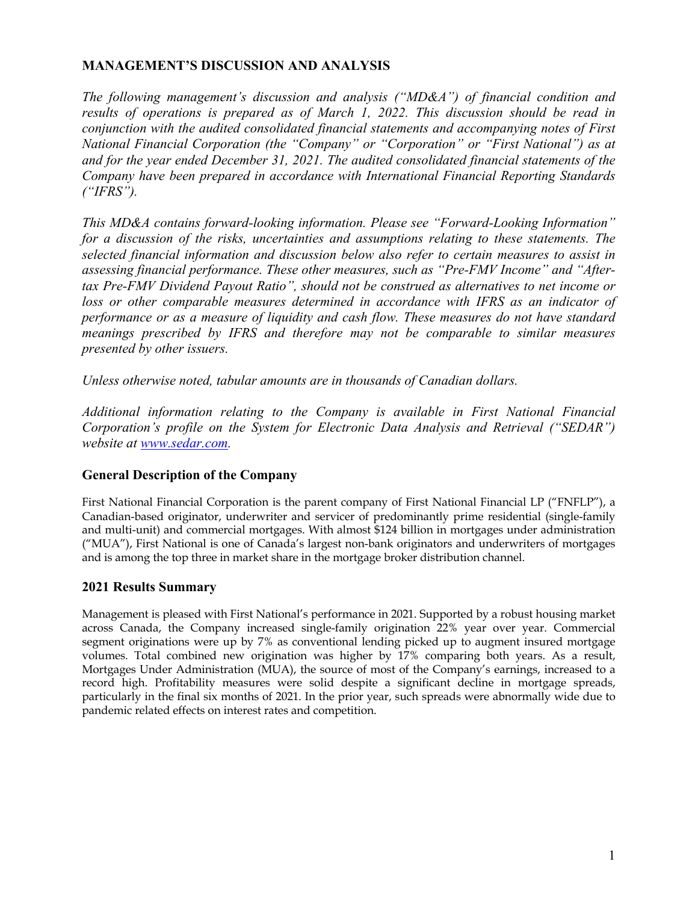# MANAGEMENT'S DISCUSSION AND ANALYSIS

*The following management's discussion and analysis ("MD&A") of financial condition and results of operations is prepared as of March 1, 2022. This discussion should be read in conjunction with the audited consolidated financial statements and accompanying notes of First National Financial Corporation (the "Company" or "Corporation" or "First National") as at and for the year ended December 31, 2021. The audited consolidated financial statements of the Company have been prepared in accordance with International Financial Reporting Standards ("IFRS").*

*This MD&A contains forward-looking information. Please see "Forward-Looking Information" for a discussion of the risks, uncertainties and assumptions relating to these statements. The selected financial information and discussion below also refer to certain measures to assist in assessing financial performance. These other measures, such as "Pre-FMV Income" and "After-tax Pre-FMV Dividend Payout Ratio", should not be construed as alternatives to net income or loss or other comparable measures determined in accordance with IFRS as an indicator of performance or as a measure of liquidity and cash flow. These measures do not have standard meanings prescribed by IFRS and therefore may not be comparable to similar measures presented by other issuers.*

*Unless otherwise noted, tabular amounts are in thousands of Canadian dollars.*

*Additional information relating to the Company is available in First National Financial Corporation's profile on the System for Electronic Data Analysis and Retrieval ("SEDAR") website at [www.sedar.com](http://www.sedar.com).*

## General Description of the Company

First National Financial Corporation is the parent company of First National Financial LP ("FNFLP"), a Canadian-based originator, underwriter and servicer of predominantly prime residential (single-family and multi-unit) and commercial mortgages. With almost $124 billion in mortgages under administration ("MUA"), First National is one of Canada's largest non-bank originators and underwriters of mortgages and is among the top three in market share in the mortgage broker distribution channel.

## 2021 Results Summary

Management is pleased with First National's performance in 2021. Supported by a robust housing market across Canada, the Company increased single-family origination 22% year over year. Commercial segment originations were up by 7% as conventional lending picked up to augment insured mortgage volumes. Total combined new origination was higher by 17% comparing both years. As a result, Mortgages Under Administration (MUA), the source of most of the Company's earnings, increased to a record high. Profitability measures were solid despite a significant decline in mortgage spreads, particularly in the final six months of 2021. In the prior year, such spreads were abnormally wide due to pandemic related effects on interest rates and competition.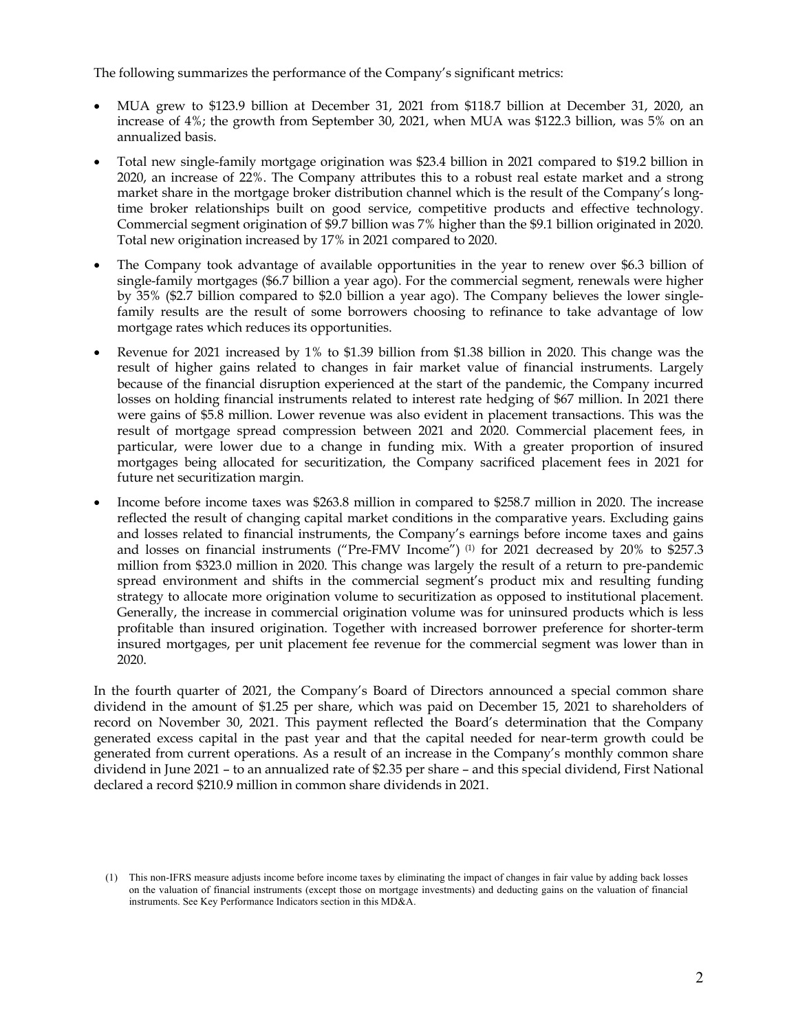The following summarizes the performance of the Company's significant metrics:

- MUA grew to $123.9 billion at December 31, 2021 from $118.7 billion at December 31, 2020, an increase of 4%; the growth from September 30, 2021, when MUA was $122.3 billion, was 5% on an annualized basis.
- Total new single-family mortgage origination was $23.4 billion in 2021 compared to $19.2 billion in 2020, an increase of 22%. The Company attributes this to a robust real estate market and a strong market share in the mortgage broker distribution channel which is the result of the Company's long-time broker relationships built on good service, competitive products and effective technology. Commercial segment origination of $9.7 billion was 7% higher than the $9.1 billion originated in 2020. Total new origination increased by 17% in 2021 compared to 2020.
- The Company took advantage of available opportunities in the year to renew over $6.3 billion of single-family mortgages ($6.7 billion a year ago). For the commercial segment, renewals were higher by 35% ($2.7 billion compared to $2.0 billion a year ago). The Company believes the lower single-family results are the result of some borrowers choosing to refinance to take advantage of low mortgage rates which reduces its opportunities.
- Revenue for 2021 increased by 1% to $1.39 billion from $1.38 billion in 2020. This change was the result of higher gains related to changes in fair market value of financial instruments. Largely because of the financial disruption experienced at the start of the pandemic, the Company incurred losses on holding financial instruments related to interest rate hedging of $67 million. In 2021 there were gains of $5.8 million. Lower revenue was also evident in placement transactions. This was the result of mortgage spread compression between 2021 and 2020. Commercial placement fees, in particular, were lower due to a change in funding mix. With a greater proportion of insured mortgages being allocated for securitization, the Company sacrificed placement fees in 2021 for future net securitization margin.
- Income before income taxes was $263.8 million in compared to $258.7 million in 2020. The increase reflected the result of changing capital market conditions in the comparative years. Excluding gains and losses related to financial instruments, the Company's earnings before income taxes and gains and losses on financial instruments ("Pre-FMV Income") (1) for 2021 decreased by 20% to $257.3 million from $323.0 million in 2020. This change was largely the result of a return to pre-pandemic spread environment and shifts in the commercial segment's product mix and resulting funding strategy to allocate more origination volume to securitization as opposed to institutional placement. Generally, the increase in commercial origination volume was for uninsured products which is less profitable than insured origination. Together with increased borrower preference for shorter-term insured mortgages, per unit placement fee revenue for the commercial segment was lower than in 2020.

In the fourth quarter of 2021, the Company's Board of Directors announced a special common share dividend in the amount of $1.25 per share, which was paid on December 15, 2021 to shareholders of record on November 30, 2021. This payment reflected the Board's determination that the Company generated excess capital in the past year and that the capital needed for near-term growth could be generated from current operations. As a result of an increase in the Company's monthly common share dividend in June 2021 – to an annualized rate of $2.35 per share – and this special dividend, First National declared a record $210.9 million in common share dividends in 2021.

(1) This non-IFRS measure adjusts income before income taxes by eliminating the impact of changes in fair value by adding back losses on the valuation of financial instruments (except those on mortgage investments) and deducting gains on the valuation of financial instruments. See Key Performance Indicators section in this MD&A.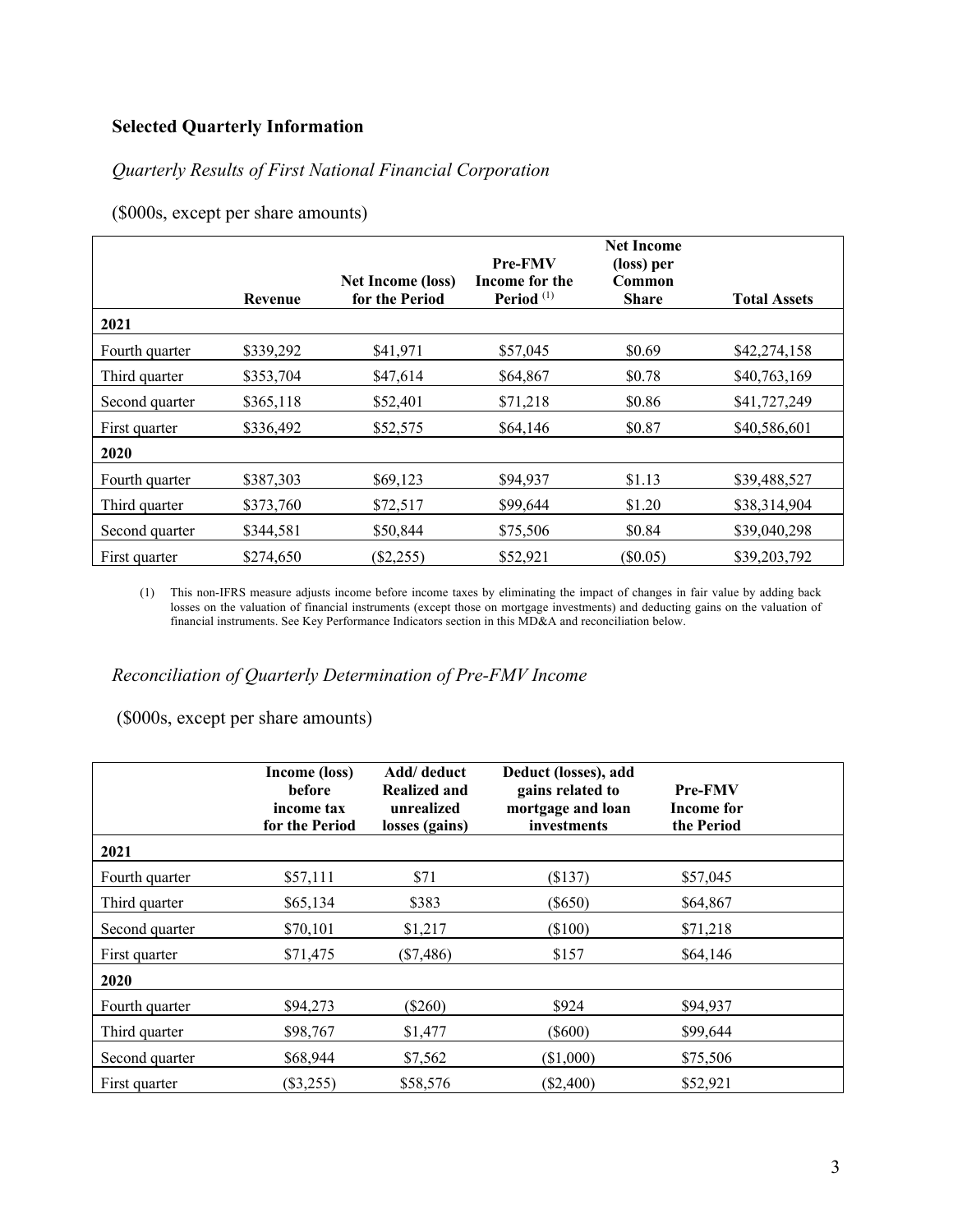## Selected Quarterly Information

*Quarterly Results of First National Financial Corporation*

($000s, except per share amounts)

| | Revenue | Net Income (loss) for the Period | Pre-FMV Income for the Period [(1)] | Net Income (loss) per Common Share | Total Assets |
|---|---|---|---|---|---|
| **2021** | | | | | |
| Fourth quarter | $339,292 | $41,971 | $57,045 | $0.69 | $42,274,158 |
| Third quarter | $353,704 | $47,614 | $64,867 | $0.78 | $40,763,169 |
| Second quarter | $365,118 | $52,401 | $71,218 | $0.86 | $41,727,249 |
| First quarter | $336,492 | $52,575 | $64,146 | $0.87 | $40,586,601 |
| **2020** | | | | | |
| Fourth quarter | $387,303 | $69,123 | $94,937 | $1.13 | $39,488,527 |
| Third quarter | $373,760 | $72,517 | $99,644 | $1.20 | $38,314,904 |
| Second quarter | $344,581 | $50,844 | $75,506 | $0.84 | $39,040,298 |
| First quarter | $274,650 | ($2,255) | $52,921 | ($0.05) | $39,203,792 |

(1) This non-IFRS measure adjusts income before income taxes by eliminating the impact of changes in fair value by adding back losses on the valuation of financial instruments (except those on mortgage investments) and deducting gains on the valuation of financial instruments. See Key Performance Indicators section in this MD&A and reconciliation below.

*Reconciliation of Quarterly Determination of Pre-FMV Income*

($000s, except per share amounts)

| | Income (loss) before income tax for the Period | Add/ deduct Realized and unrealized losses (gains) | Deduct (losses), add gains related to mortgage and loan investments | Pre-FMV Income for the Period |
|---|---|---|---|---|
| **2021** | | | | |
| Fourth quarter | $57,111 | $71 | ($137) | $57,045 |
| Third quarter | $65,134 | $383 | ($650) | $64,867 |
| Second quarter | $70,101 | $1,217 | ($100) | $71,218 |
| First quarter | $71,475 | ($7,486) | $157 | $64,146 |
| **2020** | | | | |
| Fourth quarter | $94,273 | ($260) | $924 | $94,937 |
| Third quarter | $98,767 | $1,477 | ($600) | $99,644 |
| Second quarter | $68,944 | $7,562 | ($1,000) | $75,506 |
| First quarter | ($3,255) | $58,576 | ($2,400) | $52,921 |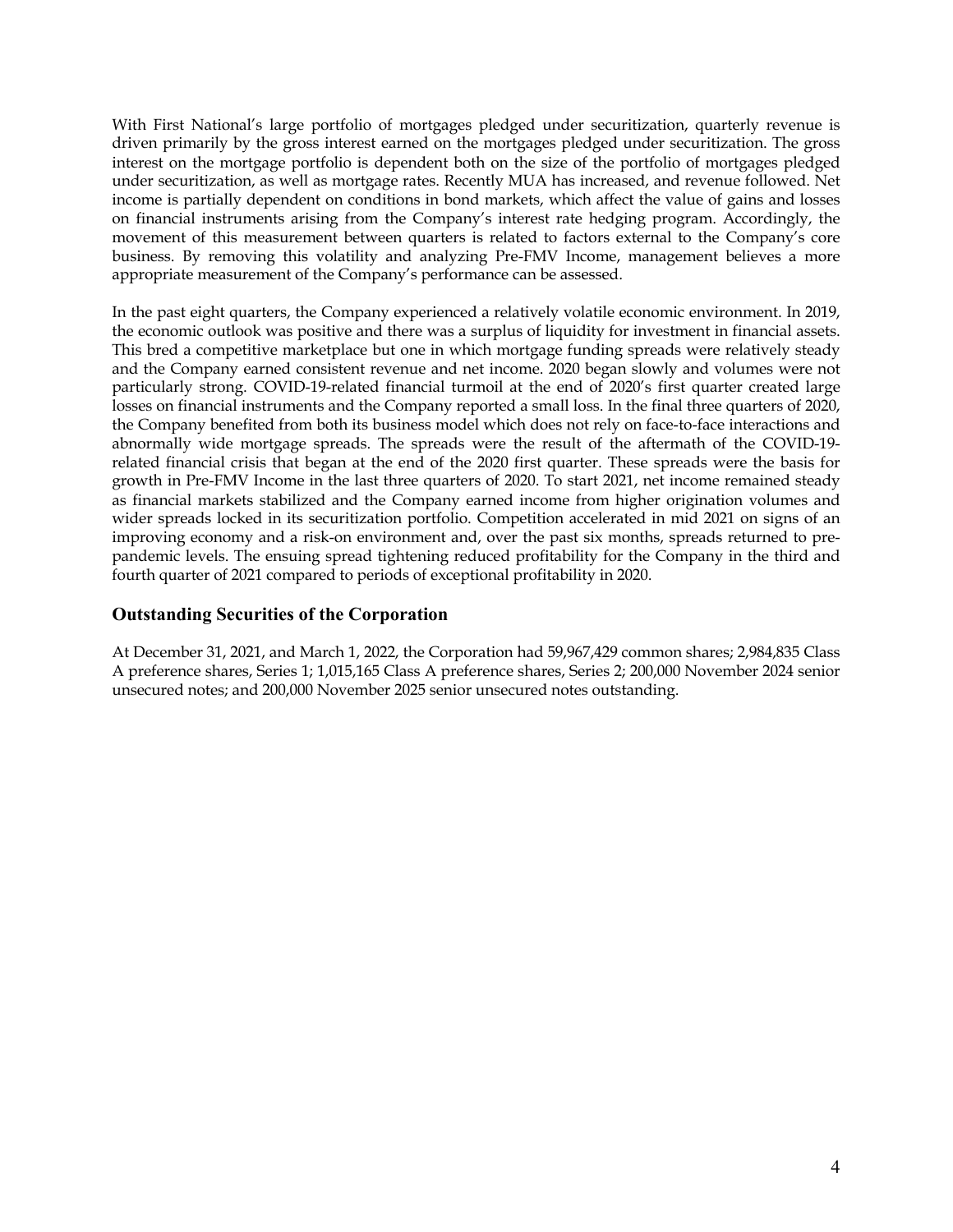With First National's large portfolio of mortgages pledged under securitization, quarterly revenue is driven primarily by the gross interest earned on the mortgages pledged under securitization. The gross interest on the mortgage portfolio is dependent both on the size of the portfolio of mortgages pledged under securitization, as well as mortgage rates. Recently MUA has increased, and revenue followed. Net income is partially dependent on conditions in bond markets, which affect the value of gains and losses on financial instruments arising from the Company's interest rate hedging program. Accordingly, the movement of this measurement between quarters is related to factors external to the Company's core business. By removing this volatility and analyzing Pre-FMV Income, management believes a more appropriate measurement of the Company's performance can be assessed.

In the past eight quarters, the Company experienced a relatively volatile economic environment. In 2019, the economic outlook was positive and there was a surplus of liquidity for investment in financial assets. This bred a competitive marketplace but one in which mortgage funding spreads were relatively steady and the Company earned consistent revenue and net income. 2020 began slowly and volumes were not particularly strong. COVID-19-related financial turmoil at the end of 2020's first quarter created large losses on financial instruments and the Company reported a small loss. In the final three quarters of 2020, the Company benefited from both its business model which does not rely on face-to-face interactions and abnormally wide mortgage spreads. The spreads were the result of the aftermath of the COVID-19-related financial crisis that began at the end of the 2020 first quarter. These spreads were the basis for growth in Pre-FMV Income in the last three quarters of 2020. To start 2021, net income remained steady as financial markets stabilized and the Company earned income from higher origination volumes and wider spreads locked in its securitization portfolio. Competition accelerated in mid 2021 on signs of an improving economy and a risk-on environment and, over the past six months, spreads returned to pre-pandemic levels. The ensuing spread tightening reduced profitability for the Company in the third and fourth quarter of 2021 compared to periods of exceptional profitability in 2020.

## Outstanding Securities of the Corporation

At December 31, 2021, and March 1, 2022, the Corporation had 59,967,429 common shares; 2,984,835 Class A preference shares, Series 1; 1,015,165 Class A preference shares, Series 2; 200,000 November 2024 senior unsecured notes; and 200,000 November 2025 senior unsecured notes outstanding.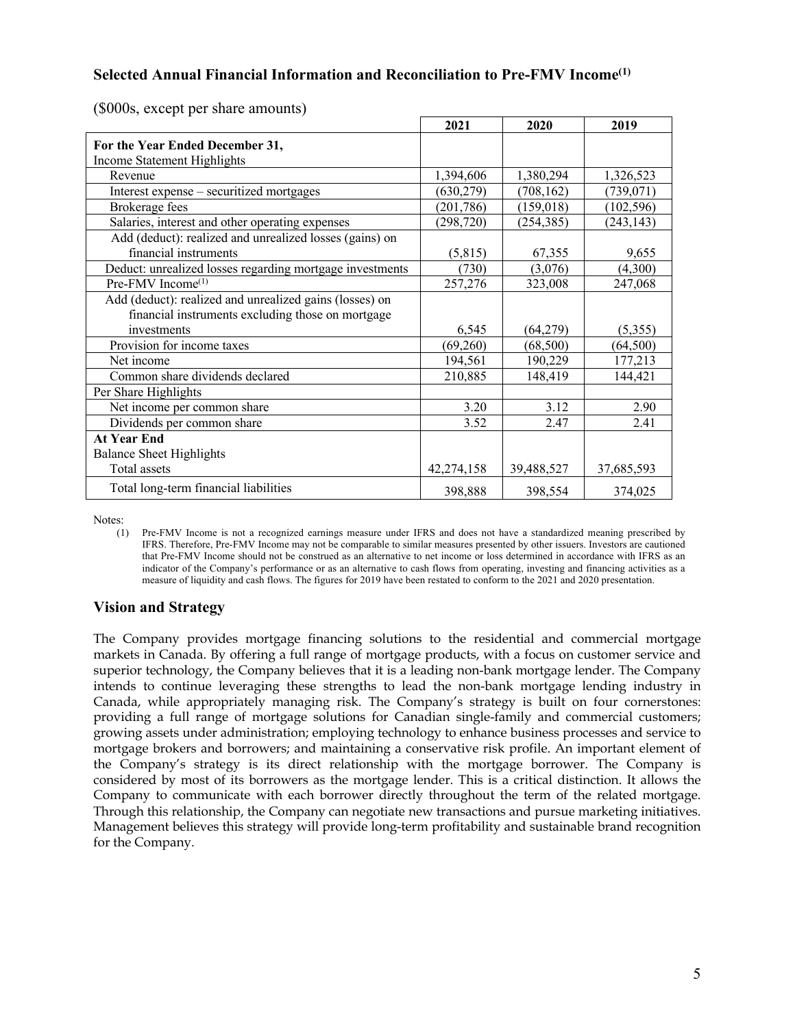### Selected Annual Financial Information and Reconciliation to Pre-FMV Income[1]

(\$000s, except per share amounts)

| | 2021 | 2020 | 2019 |
|---|---|---|---|
| **For the Year Ended December 31,** | | | |
| Income Statement Highlights | | | |
| Revenue | 1,394,606 | 1,380,294 | 1,326,523 |
| Interest expense – securitized mortgages | (630,279) | (708,162) | (739,071) |
| Brokerage fees | (201,786) | (159,018) | (102,596) |
| Salaries, interest and other operating expenses | (298,720) | (254,385) | (243,143) |
| Add (deduct): realized and unrealized losses (gains) on financial instruments | (5,815) | 67,355 | 9,655 |
| Deduct: unrealized losses regarding mortgage investments | (730) | (3,076) | (4,300) |
| Pre-FMV Income[1] | 257,276 | 323,008 | 247,068 |
| Add (deduct): realized and unrealized gains (losses) on financial instruments excluding those on mortgage investments | 6,545 | (64,279) | (5,355) |
| Provision for income taxes | (69,260) | (68,500) | (64,500) |
| Net income | 194,561 | 190,229 | 177,213 |
| Common share dividends declared | 210,885 | 148,419 | 144,421 |
| Per Share Highlights | | | |
| Net income per common share | 3.20 | 3.12 | 2.90 |
| Dividends per common share | 3.52 | 2.47 | 2.41 |
| **At Year End** | | | |
| Balance Sheet Highlights | | | |
| Total assets | 42,274,158 | 39,488,527 | 37,685,593 |
| Total long-term financial liabilities | 398,888 | 398,554 | 374,025 |

Notes:

(1) Pre-FMV Income is not a recognized earnings measure under IFRS and does not have a standardized meaning prescribed by IFRS. Therefore, Pre-FMV Income may not be comparable to similar measures presented by other issuers. Investors are cautioned that Pre-FMV Income should not be construed as an alternative to net income or loss determined in accordance with IFRS as an indicator of the Company's performance or as an alternative to cash flows from operating, investing and financing activities as a measure of liquidity and cash flows. The figures for 2019 have been restated to conform to the 2021 and 2020 presentation.

## Vision and Strategy

The Company provides mortgage financing solutions to the residential and commercial mortgage markets in Canada. By offering a full range of mortgage products, with a focus on customer service and superior technology, the Company believes that it is a leading non-bank mortgage lender. The Company intends to continue leveraging these strengths to lead the non-bank mortgage lending industry in Canada, while appropriately managing risk. The Company's strategy is built on four cornerstones: providing a full range of mortgage solutions for Canadian single-family and commercial customers; growing assets under administration; employing technology to enhance business processes and service to mortgage brokers and borrowers; and maintaining a conservative risk profile. An important element of the Company's strategy is its direct relationship with the mortgage borrower. The Company is considered by most of its borrowers as the mortgage lender. This is a critical distinction. It allows the Company to communicate with each borrower directly throughout the term of the related mortgage. Through this relationship, the Company can negotiate new transactions and pursue marketing initiatives. Management believes this strategy will provide long-term profitability and sustainable brand recognition for the Company.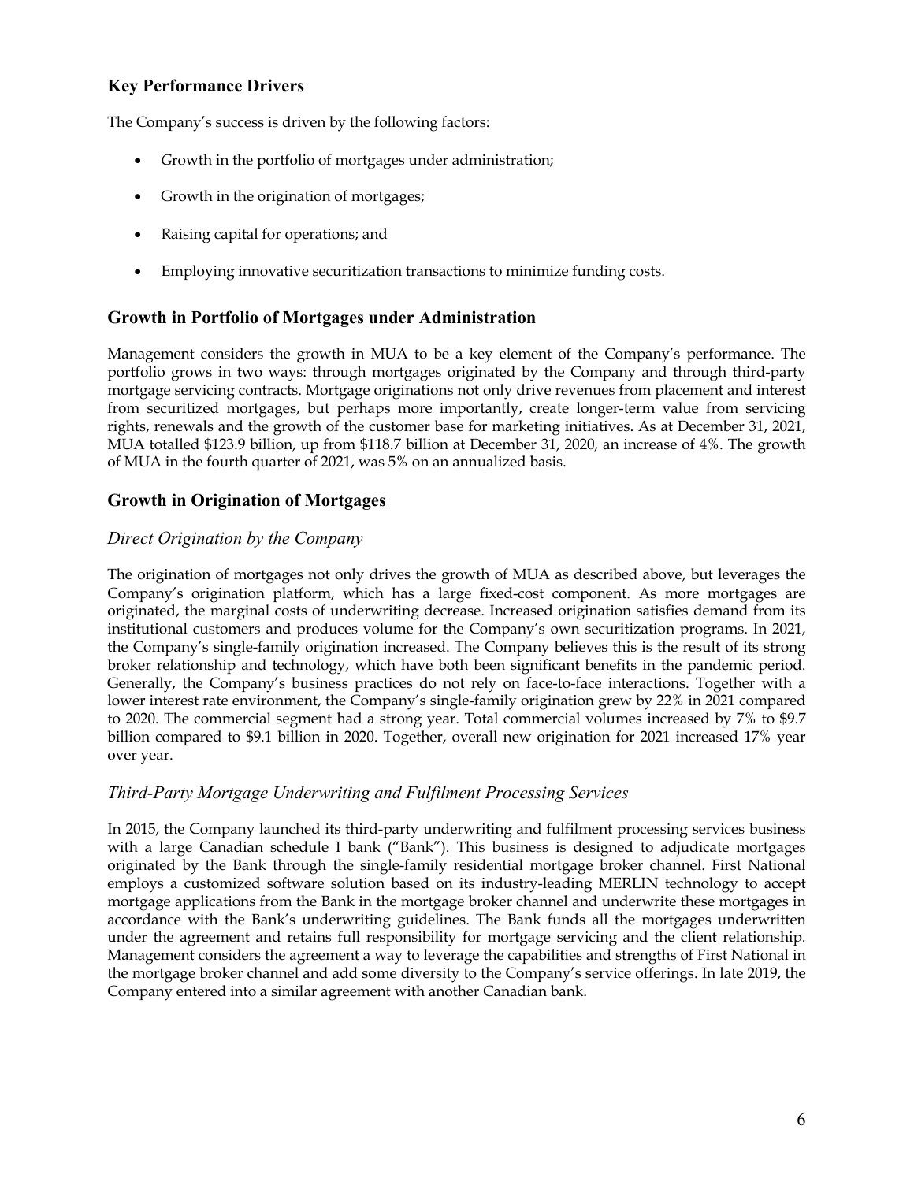## Key Performance Drivers

The Company's success is driven by the following factors:

- Growth in the portfolio of mortgages under administration;
- Growth in the origination of mortgages;
- Raising capital for operations; and
- Employing innovative securitization transactions to minimize funding costs.

## Growth in Portfolio of Mortgages under Administration

Management considers the growth in MUA to be a key element of the Company's performance. The portfolio grows in two ways: through mortgages originated by the Company and through third-party mortgage servicing contracts. Mortgage originations not only drive revenues from placement and interest from securitized mortgages, but perhaps more importantly, create longer-term value from servicing rights, renewals and the growth of the customer base for marketing initiatives. As at December 31, 2021, MUA totalled $123.9 billion, up from $118.7 billion at December 31, 2020, an increase of 4%. The growth of MUA in the fourth quarter of 2021, was 5% on an annualized basis.

## Growth in Origination of Mortgages

### *Direct Origination by the Company*

The origination of mortgages not only drives the growth of MUA as described above, but leverages the Company's origination platform, which has a large fixed-cost component. As more mortgages are originated, the marginal costs of underwriting decrease. Increased origination satisfies demand from its institutional customers and produces volume for the Company's own securitization programs. In 2021, the Company's single-family origination increased. The Company believes this is the result of its strong broker relationship and technology, which have both been significant benefits in the pandemic period. Generally, the Company's business practices do not rely on face-to-face interactions. Together with a lower interest rate environment, the Company's single-family origination grew by 22% in 2021 compared to 2020. The commercial segment had a strong year. Total commercial volumes increased by 7% to $9.7 billion compared to $9.1 billion in 2020. Together, overall new origination for 2021 increased 17% year over year.

### *Third-Party Mortgage Underwriting and Fulfilment Processing Services*

In 2015, the Company launched its third-party underwriting and fulfilment processing services business with a large Canadian schedule I bank ("Bank"). This business is designed to adjudicate mortgages originated by the Bank through the single-family residential mortgage broker channel. First National employs a customized software solution based on its industry-leading MERLIN technology to accept mortgage applications from the Bank in the mortgage broker channel and underwrite these mortgages in accordance with the Bank's underwriting guidelines. The Bank funds all the mortgages underwritten under the agreement and retains full responsibility for mortgage servicing and the client relationship. Management considers the agreement a way to leverage the capabilities and strengths of First National in the mortgage broker channel and add some diversity to the Company's service offerings. In late 2019, the Company entered into a similar agreement with another Canadian bank.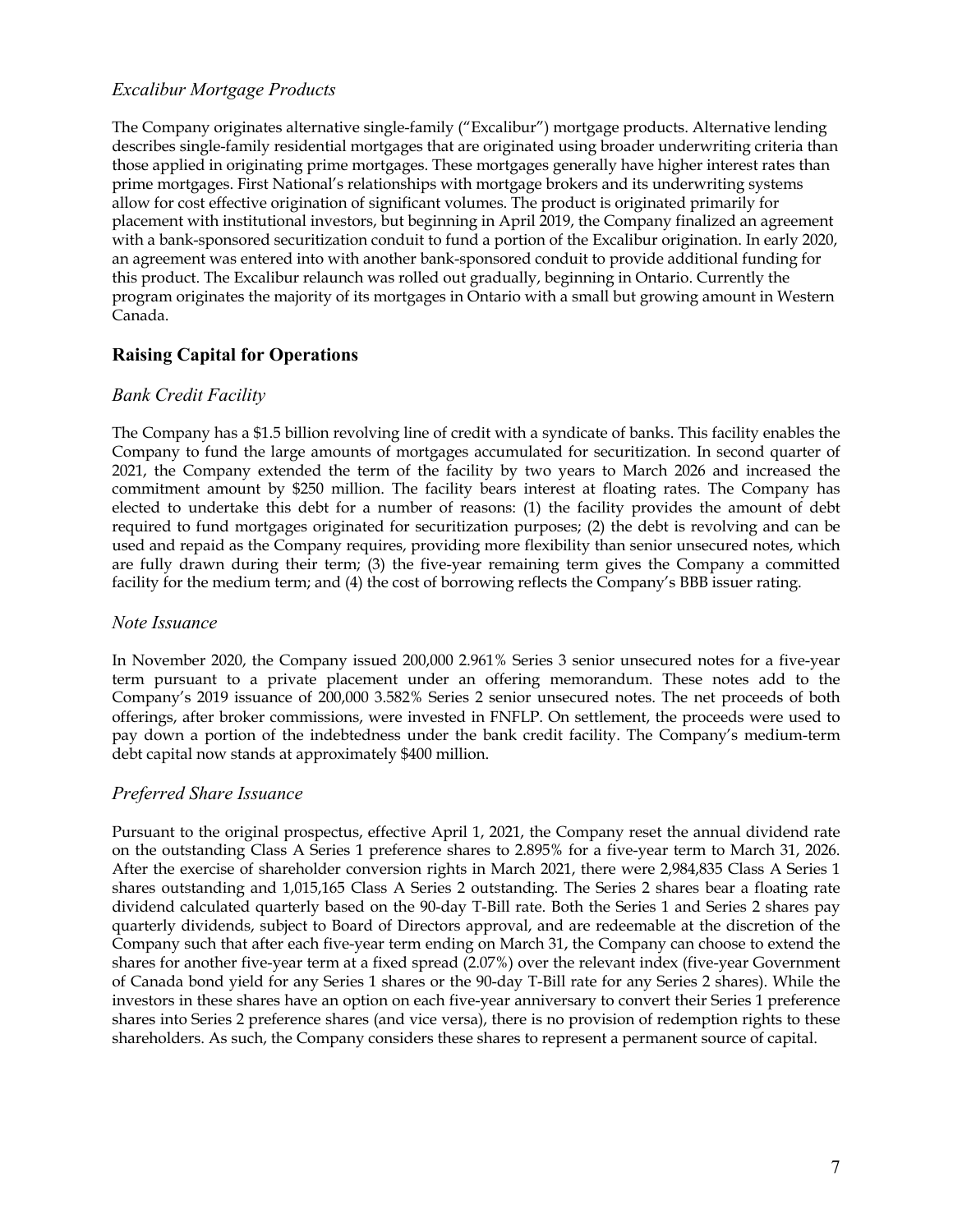### *Excalibur Mortgage Products*

The Company originates alternative single-family ("Excalibur") mortgage products. Alternative lending describes single-family residential mortgages that are originated using broader underwriting criteria than those applied in originating prime mortgages. These mortgages generally have higher interest rates than prime mortgages. First National's relationships with mortgage brokers and its underwriting systems allow for cost effective origination of significant volumes. The product is originated primarily for placement with institutional investors, but beginning in April 2019, the Company finalized an agreement with a bank-sponsored securitization conduit to fund a portion of the Excalibur origination. In early 2020, an agreement was entered into with another bank-sponsored conduit to provide additional funding for this product. The Excalibur relaunch was rolled out gradually, beginning in Ontario. Currently the program originates the majority of its mortgages in Ontario with a small but growing amount in Western Canada.

## Raising Capital for Operations

### *Bank Credit Facility*

The Company has a $1.5 billion revolving line of credit with a syndicate of banks. This facility enables the Company to fund the large amounts of mortgages accumulated for securitization. In second quarter of 2021, the Company extended the term of the facility by two years to March 2026 and increased the commitment amount by $250 million. The facility bears interest at floating rates. The Company has elected to undertake this debt for a number of reasons: (1) the facility provides the amount of debt required to fund mortgages originated for securitization purposes; (2) the debt is revolving and can be used and repaid as the Company requires, providing more flexibility than senior unsecured notes, which are fully drawn during their term; (3) the five-year remaining term gives the Company a committed facility for the medium term; and (4) the cost of borrowing reflects the Company's BBB issuer rating.

### *Note Issuance*

In November 2020, the Company issued 200,000 2.961% Series 3 senior unsecured notes for a five-year term pursuant to a private placement under an offering memorandum. These notes add to the Company's 2019 issuance of 200,000 3.582% Series 2 senior unsecured notes. The net proceeds of both offerings, after broker commissions, were invested in FNFLP. On settlement, the proceeds were used to pay down a portion of the indebtedness under the bank credit facility. The Company's medium-term debt capital now stands at approximately $400 million.

### *Preferred Share Issuance*

Pursuant to the original prospectus, effective April 1, 2021, the Company reset the annual dividend rate on the outstanding Class A Series 1 preference shares to 2.895% for a five-year term to March 31, 2026. After the exercise of shareholder conversion rights in March 2021, there were 2,984,835 Class A Series 1 shares outstanding and 1,015,165 Class A Series 2 outstanding. The Series 2 shares bear a floating rate dividend calculated quarterly based on the 90-day T-Bill rate. Both the Series 1 and Series 2 shares pay quarterly dividends, subject to Board of Directors approval, and are redeemable at the discretion of the Company such that after each five-year term ending on March 31, the Company can choose to extend the shares for another five-year term at a fixed spread (2.07%) over the relevant index (five-year Government of Canada bond yield for any Series 1 shares or the 90-day T-Bill rate for any Series 2 shares). While the investors in these shares have an option on each five-year anniversary to convert their Series 1 preference shares into Series 2 preference shares (and vice versa), there is no provision of redemption rights to these shareholders. As such, the Company considers these shares to represent a permanent source of capital.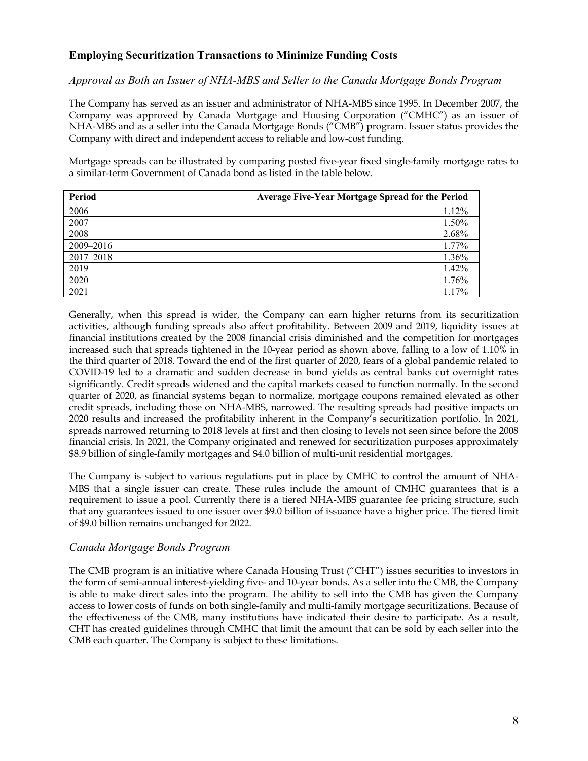## Employing Securitization Transactions to Minimize Funding Costs

### *Approval as Both an Issuer of NHA-MBS and Seller to the Canada Mortgage Bonds Program*

The Company has served as an issuer and administrator of NHA-MBS since 1995. In December 2007, the Company was approved by Canada Mortgage and Housing Corporation ("CMHC") as an issuer of NHA-MBS and as a seller into the Canada Mortgage Bonds ("CMB") program. Issuer status provides the Company with direct and independent access to reliable and low-cost funding.

Mortgage spreads can be illustrated by comparing posted five-year fixed single-family mortgage rates to a similar-term Government of Canada bond as listed in the table below.

| Period | Average Five-Year Mortgage Spread for the Period |
|---|---:|
| 2006 | 1.12% |
| 2007 | 1.50% |
| 2008 | 2.68% |
| 2009–2016 | 1.77% |
| 2017–2018 | 1.36% |
| 2019 | 1.42% |
| 2020 | 1.76% |
| 2021 | 1.17% |

Generally, when this spread is wider, the Company can earn higher returns from its securitization activities, although funding spreads also affect profitability. Between 2009 and 2019, liquidity issues at financial institutions created by the 2008 financial crisis diminished and the competition for mortgages increased such that spreads tightened in the 10-year period as shown above, falling to a low of 1.10% in the third quarter of 2018. Toward the end of the first quarter of 2020, fears of a global pandemic related to COVID-19 led to a dramatic and sudden decrease in bond yields as central banks cut overnight rates significantly. Credit spreads widened and the capital markets ceased to function normally. In the second quarter of 2020, as financial systems began to normalize, mortgage coupons remained elevated as other credit spreads, including those on NHA-MBS, narrowed. The resulting spreads had positive impacts on 2020 results and increased the profitability inherent in the Company's securitization portfolio. In 2021, spreads narrowed returning to 2018 levels at first and then closing to levels not seen since before the 2008 financial crisis. In 2021, the Company originated and renewed for securitization purposes approximately $8.9 billion of single-family mortgages and $4.0 billion of multi-unit residential mortgages.

The Company is subject to various regulations put in place by CMHC to control the amount of NHA-MBS that a single issuer can create. These rules include the amount of CMHC guarantees that is a requirement to issue a pool. Currently there is a tiered NHA-MBS guarantee fee pricing structure, such that any guarantees issued to one issuer over $9.0 billion of issuance have a higher price. The tiered limit of $9.0 billion remains unchanged for 2022.

### *Canada Mortgage Bonds Program*

The CMB program is an initiative where Canada Housing Trust ("CHT") issues securities to investors in the form of semi-annual interest-yielding five- and 10-year bonds. As a seller into the CMB, the Company is able to make direct sales into the program. The ability to sell into the CMB has given the Company access to lower costs of funds on both single-family and multi-family mortgage securitizations. Because of the effectiveness of the CMB, many institutions have indicated their desire to participate. As a result, CHT has created guidelines through CMHC that limit the amount that can be sold by each seller into the CMB each quarter. The Company is subject to these limitations.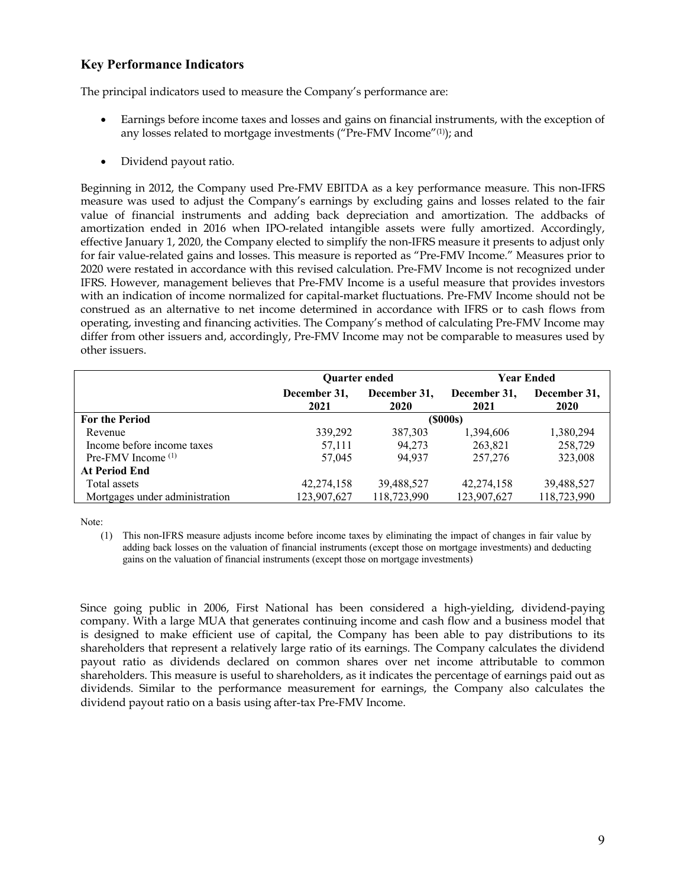## Key Performance Indicators

The principal indicators used to measure the Company's performance are:

- Earnings before income taxes and losses and gains on financial instruments, with the exception of any losses related to mortgage investments ("Pre-FMV Income"[1]); and
- Dividend payout ratio.

Beginning in 2012, the Company used Pre-FMV EBITDA as a key performance measure. This non-IFRS measure was used to adjust the Company's earnings by excluding gains and losses related to the fair value of financial instruments and adding back depreciation and amortization. The addbacks of amortization ended in 2016 when IPO-related intangible assets were fully amortized. Accordingly, effective January 1, 2020, the Company elected to simplify the non-IFRS measure it presents to adjust only for fair value-related gains and losses. This measure is reported as "Pre-FMV Income." Measures prior to 2020 were restated in accordance with this revised calculation. Pre-FMV Income is not recognized under IFRS. However, management believes that Pre-FMV Income is a useful measure that provides investors with an indication of income normalized for capital-market fluctuations. Pre-FMV Income should not be construed as an alternative to net income determined in accordance with IFRS or to cash flows from operating, investing and financing activities. The Company's method of calculating Pre-FMV Income may differ from other issuers and, accordingly, Pre-FMV Income may not be comparable to measures used by other issuers.

| | Quarter ended | | Year Ended | |
|---|---|---|---|---|
| | December 31, 2021 | December 31, 2020 | December 31, 2021 | December 31, 2020 |
| **For the Period** | | | ($000s) | |
| Revenue | 339,292 | 387,303 | 1,394,606 | 1,380,294 |
| Income before income taxes | 57,111 | 94,273 | 263,821 | 258,729 |
| Pre-FMV Income [1] | 57,045 | 94,937 | 257,276 | 323,008 |
| **At Period End** | | | | |
| Total assets | 42,274,158 | 39,488,527 | 42,274,158 | 39,488,527 |
| Mortgages under administration | 123,907,627 | 118,723,990 | 123,907,627 | 118,723,990 |

Note:

(1) This non-IFRS measure adjusts income before income taxes by eliminating the impact of changes in fair value by adding back losses on the valuation of financial instruments (except those on mortgage investments) and deducting gains on the valuation of financial instruments (except those on mortgage investments)

Since going public in 2006, First National has been considered a high-yielding, dividend-paying company. With a large MUA that generates continuing income and cash flow and a business model that is designed to make efficient use of capital, the Company has been able to pay distributions to its shareholders that represent a relatively large ratio of its earnings. The Company calculates the dividend payout ratio as dividends declared on common shares over net income attributable to common shareholders. This measure is useful to shareholders, as it indicates the percentage of earnings paid out as dividends. Similar to the performance measurement for earnings, the Company also calculates the dividend payout ratio on a basis using after-tax Pre-FMV Income.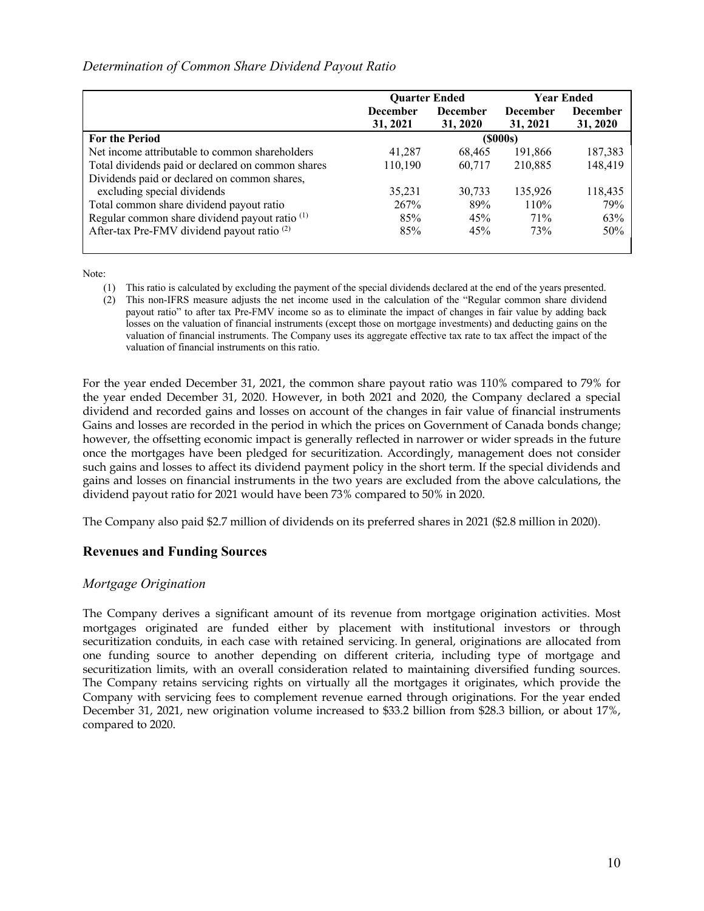*Determination of Common Share Dividend Payout Ratio*

| | Quarter Ended | | Year Ended | |
|---|---|---|---|---|
| | December 31, 2021 | December 31, 2020 | December 31, 2021 | December 31, 2020 |
| **For the Period** | | ($000s) | | |
| Net income attributable to common shareholders | 41,287 | 68,465 | 191,866 | 187,383 |
| Total dividends paid or declared on common shares | 110,190 | 60,717 | 210,885 | 148,419 |
| Dividends paid or declared on common shares, excluding special dividends | 35,231 | 30,733 | 135,926 | 118,435 |
| Total common share dividend payout ratio | 267% | 89% | 110% | 79% |
| Regular common share dividend payout ratio [(1)] | 85% | 45% | 71% | 63% |
| After-tax Pre-FMV dividend payout ratio [(2)] | 85% | 45% | 73% | 50% |

Note:

(1) This ratio is calculated by excluding the payment of the special dividends declared at the end of the years presented.

(2) This non-IFRS measure adjusts the net income used in the calculation of the "Regular common share dividend payout ratio" to after tax Pre-FMV income so as to eliminate the impact of changes in fair value by adding back losses on the valuation of financial instruments (except those on mortgage investments) and deducting gains on the valuation of financial instruments. The Company uses its aggregate effective tax rate to tax affect the impact of the valuation of financial instruments on this ratio.

For the year ended December 31, 2021, the common share payout ratio was 110% compared to 79% for the year ended December 31, 2020. However, in both 2021 and 2020, the Company declared a special dividend and recorded gains and losses on account of the changes in fair value of financial instruments Gains and losses are recorded in the period in which the prices on Government of Canada bonds change; however, the offsetting economic impact is generally reflected in narrower or wider spreads in the future once the mortgages have been pledged for securitization. Accordingly, management does not consider such gains and losses to affect its dividend payment policy in the short term. If the special dividends and gains and losses on financial instruments in the two years are excluded from the above calculations, the dividend payout ratio for 2021 would have been 73% compared to 50% in 2020.

The Company also paid $2.7 million of dividends on its preferred shares in 2021 ($2.8 million in 2020).

## Revenues and Funding Sources

### *Mortgage Origination*

The Company derives a significant amount of its revenue from mortgage origination activities. Most mortgages originated are funded either by placement with institutional investors or through securitization conduits, in each case with retained servicing. In general, originations are allocated from one funding source to another depending on different criteria, including type of mortgage and securitization limits, with an overall consideration related to maintaining diversified funding sources. The Company retains servicing rights on virtually all the mortgages it originates, which provide the Company with servicing fees to complement revenue earned through originations. For the year ended December 31, 2021, new origination volume increased to $33.2 billion from $28.3 billion, or about 17%, compared to 2020.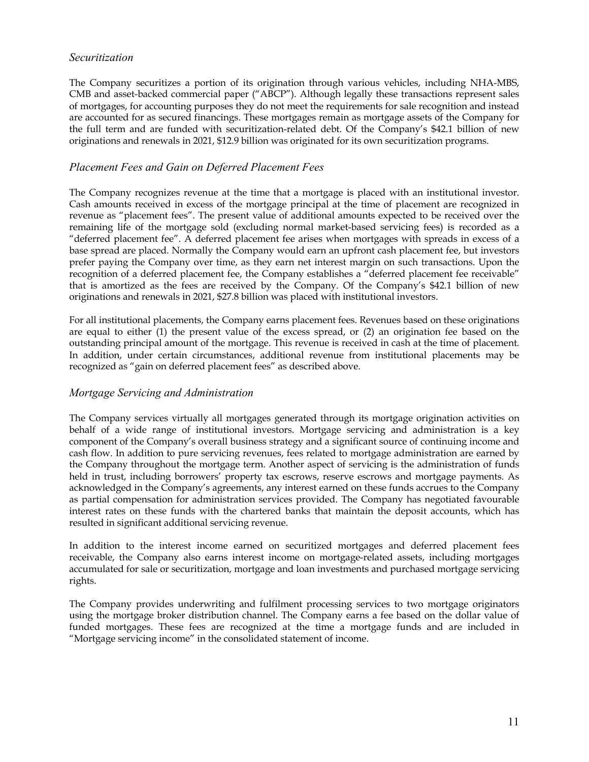### *Securitization*

The Company securitizes a portion of its origination through various vehicles, including NHA-MBS, CMB and asset-backed commercial paper ("ABCP"). Although legally these transactions represent sales of mortgages, for accounting purposes they do not meet the requirements for sale recognition and instead are accounted for as secured financings. These mortgages remain as mortgage assets of the Company for the full term and are funded with securitization-related debt. Of the Company's $42.1 billion of new originations and renewals in 2021, $12.9 billion was originated for its own securitization programs.

### *Placement Fees and Gain on Deferred Placement Fees*

The Company recognizes revenue at the time that a mortgage is placed with an institutional investor. Cash amounts received in excess of the mortgage principal at the time of placement are recognized in revenue as "placement fees". The present value of additional amounts expected to be received over the remaining life of the mortgage sold (excluding normal market-based servicing fees) is recorded as a "deferred placement fee". A deferred placement fee arises when mortgages with spreads in excess of a base spread are placed. Normally the Company would earn an upfront cash placement fee, but investors prefer paying the Company over time, as they earn net interest margin on such transactions. Upon the recognition of a deferred placement fee, the Company establishes a "deferred placement fee receivable" that is amortized as the fees are received by the Company. Of the Company's $42.1 billion of new originations and renewals in 2021, $27.8 billion was placed with institutional investors.

For all institutional placements, the Company earns placement fees. Revenues based on these originations are equal to either (1) the present value of the excess spread, or (2) an origination fee based on the outstanding principal amount of the mortgage. This revenue is received in cash at the time of placement. In addition, under certain circumstances, additional revenue from institutional placements may be recognized as "gain on deferred placement fees" as described above.

### *Mortgage Servicing and Administration*

The Company services virtually all mortgages generated through its mortgage origination activities on behalf of a wide range of institutional investors. Mortgage servicing and administration is a key component of the Company's overall business strategy and a significant source of continuing income and cash flow. In addition to pure servicing revenues, fees related to mortgage administration are earned by the Company throughout the mortgage term. Another aspect of servicing is the administration of funds held in trust, including borrowers' property tax escrows, reserve escrows and mortgage payments. As acknowledged in the Company's agreements, any interest earned on these funds accrues to the Company as partial compensation for administration services provided. The Company has negotiated favourable interest rates on these funds with the chartered banks that maintain the deposit accounts, which has resulted in significant additional servicing revenue.

In addition to the interest income earned on securitized mortgages and deferred placement fees receivable, the Company also earns interest income on mortgage-related assets, including mortgages accumulated for sale or securitization, mortgage and loan investments and purchased mortgage servicing rights.

The Company provides underwriting and fulfilment processing services to two mortgage originators using the mortgage broker distribution channel. The Company earns a fee based on the dollar value of funded mortgages. These fees are recognized at the time a mortgage funds and are included in "Mortgage servicing income" in the consolidated statement of income.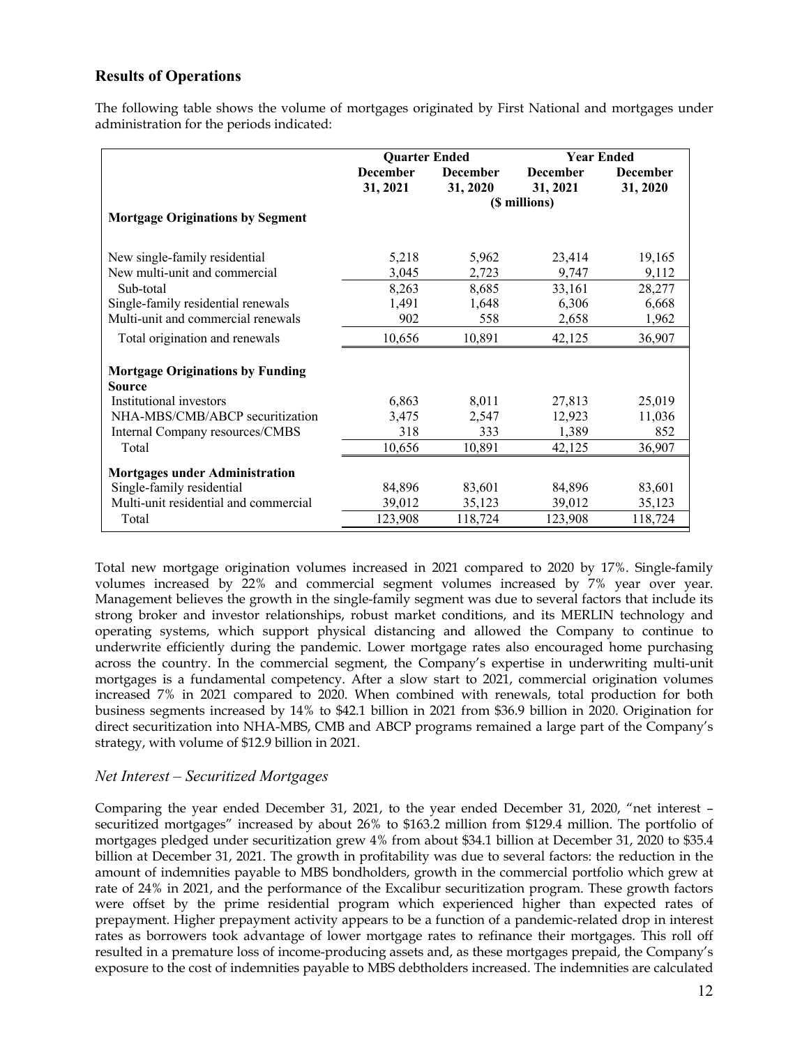## Results of Operations

The following table shows the volume of mortgages originated by First National and mortgages under administration for the periods indicated:

| | Quarter Ended | | Year Ended | |
|---|---|---|---|---|
| | December 31, 2021 | December 31, 2020 | December 31, 2021 | December 31, 2020 |
| | | | ($ millions) | |
| **Mortgage Originations by Segment** | | | | |
| New single-family residential | 5,218 | 5,962 | 23,414 | 19,165 |
| New multi-unit and commercial | 3,045 | 2,723 | 9,747 | 9,112 |
| Sub-total | 8,263 | 8,685 | 33,161 | 28,277 |
| Single-family residential renewals | 1,491 | 1,648 | 6,306 | 6,668 |
| Multi-unit and commercial renewals | 902 | 558 | 2,658 | 1,962 |
| Total origination and renewals | 10,656 | 10,891 | 42,125 | 36,907 |
| **Mortgage Originations by Funding Source** | | | | |
| Institutional investors | 6,863 | 8,011 | 27,813 | 25,019 |
| NHA-MBS/CMB/ABCP securitization | 3,475 | 2,547 | 12,923 | 11,036 |
| Internal Company resources/CMBS | 318 | 333 | 1,389 | 852 |
| Total | 10,656 | 10,891 | 42,125 | 36,907 |
| **Mortgages under Administration** | | | | |
| Single-family residential | 84,896 | 83,601 | 84,896 | 83,601 |
| Multi-unit residential and commercial | 39,012 | 35,123 | 39,012 | 35,123 |
| Total | 123,908 | 118,724 | 123,908 | 118,724 |

Total new mortgage origination volumes increased in 2021 compared to 2020 by 17%. Single-family volumes increased by 22% and commercial segment volumes increased by 7% year over year. Management believes the growth in the single-family segment was due to several factors that include its strong broker and investor relationships, robust market conditions, and its MERLIN technology and operating systems, which support physical distancing and allowed the Company to continue to underwrite efficiently during the pandemic. Lower mortgage rates also encouraged home purchasing across the country. In the commercial segment, the Company's expertise in underwriting multi-unit mortgages is a fundamental competency. After a slow start to 2021, commercial origination volumes increased 7% in 2021 compared to 2020. When combined with renewals, total production for both business segments increased by 14% to $42.1 billion in 2021 from $36.9 billion in 2020. Origination for direct securitization into NHA-MBS, CMB and ABCP programs remained a large part of the Company's strategy, with volume of $12.9 billion in 2021.

### *Net Interest – Securitized Mortgages*

Comparing the year ended December 31, 2021, to the year ended December 31, 2020, "net interest – securitized mortgages" increased by about 26% to $163.2 million from $129.4 million. The portfolio of mortgages pledged under securitization grew 4% from about $34.1 billion at December 31, 2020 to $35.4 billion at December 31, 2021. The growth in profitability was due to several factors: the reduction in the amount of indemnities payable to MBS bondholders, growth in the commercial portfolio which grew at rate of 24% in 2021, and the performance of the Excalibur securitization program. These growth factors were offset by the prime residential program which experienced higher than expected rates of prepayment. Higher prepayment activity appears to be a function of a pandemic-related drop in interest rates as borrowers took advantage of lower mortgage rates to refinance their mortgages. This roll off resulted in a premature loss of income-producing assets and, as these mortgages prepaid, the Company's exposure to the cost of indemnities payable to MBS debtholders increased. The indemnities are calculated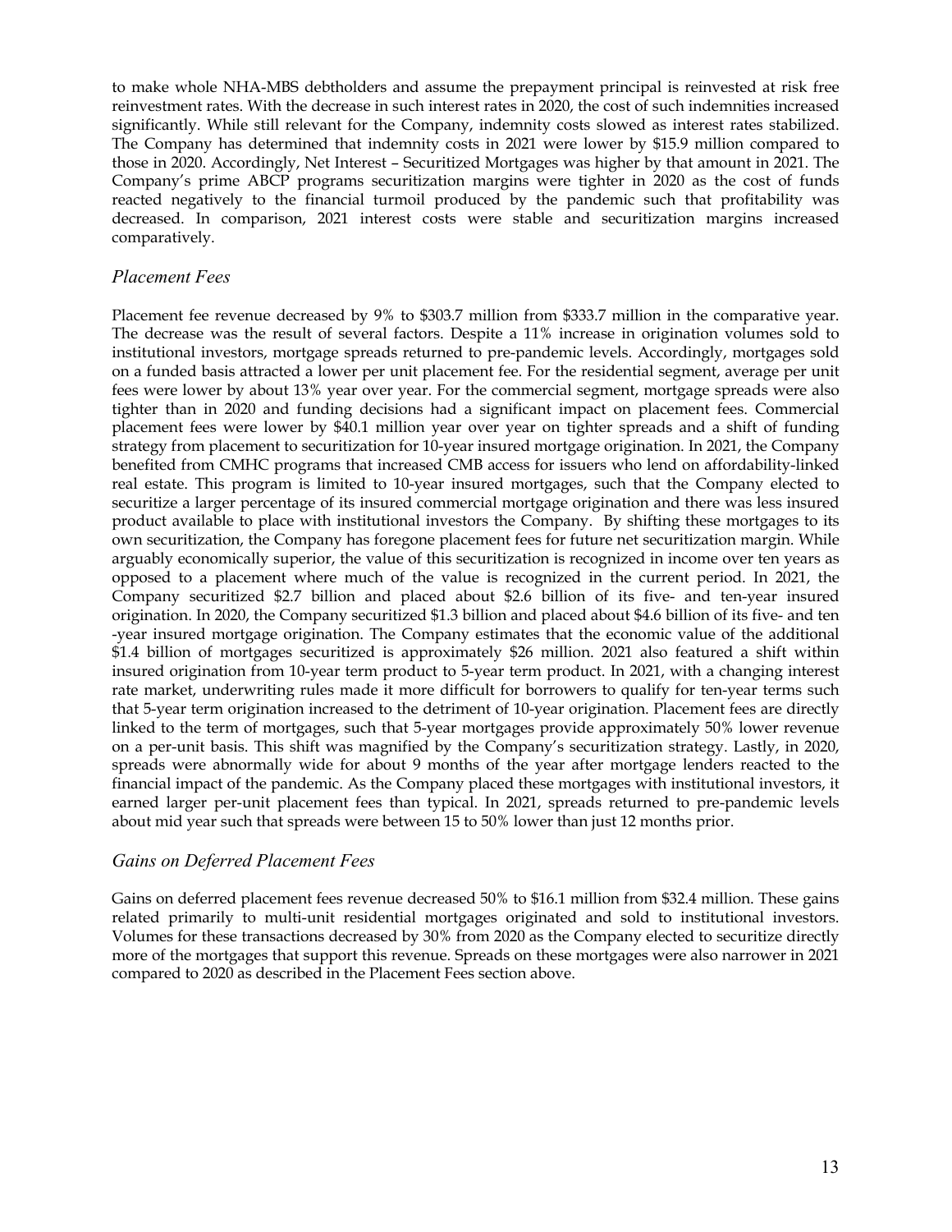to make whole NHA-MBS debtholders and assume the prepayment principal is reinvested at risk free reinvestment rates. With the decrease in such interest rates in 2020, the cost of such indemnities increased significantly. While still relevant for the Company, indemnity costs slowed as interest rates stabilized. The Company has determined that indemnity costs in 2021 were lower by $15.9 million compared to those in 2020. Accordingly, Net Interest – Securitized Mortgages was higher by that amount in 2021. The Company's prime ABCP programs securitization margins were tighter in 2020 as the cost of funds reacted negatively to the financial turmoil produced by the pandemic such that profitability was decreased. In comparison, 2021 interest costs were stable and securitization margins increased comparatively.

### *Placement Fees*

Placement fee revenue decreased by 9% to $303.7 million from $333.7 million in the comparative year. The decrease was the result of several factors. Despite a 11% increase in origination volumes sold to institutional investors, mortgage spreads returned to pre-pandemic levels. Accordingly, mortgages sold on a funded basis attracted a lower per unit placement fee. For the residential segment, average per unit fees were lower by about 13% year over year. For the commercial segment, mortgage spreads were also tighter than in 2020 and funding decisions had a significant impact on placement fees. Commercial placement fees were lower by $40.1 million year over year on tighter spreads and a shift of funding strategy from placement to securitization for 10-year insured mortgage origination. In 2021, the Company benefited from CMHC programs that increased CMB access for issuers who lend on affordability-linked real estate. This program is limited to 10-year insured mortgages, such that the Company elected to securitize a larger percentage of its insured commercial mortgage origination and there was less insured product available to place with institutional investors the Company. By shifting these mortgages to its own securitization, the Company has foregone placement fees for future net securitization margin. While arguably economically superior, the value of this securitization is recognized in income over ten years as opposed to a placement where much of the value is recognized in the current period. In 2021, the Company securitized $2.7 billion and placed about $2.6 billion of its five- and ten-year insured origination. In 2020, the Company securitized $1.3 billion and placed about $4.6 billion of its five- and ten -year insured mortgage origination. The Company estimates that the economic value of the additional $1.4 billion of mortgages securitized is approximately $26 million. 2021 also featured a shift within insured origination from 10-year term product to 5-year term product. In 2021, with a changing interest rate market, underwriting rules made it more difficult for borrowers to qualify for ten-year terms such that 5-year term origination increased to the detriment of 10-year origination. Placement fees are directly linked to the term of mortgages, such that 5-year mortgages provide approximately 50% lower revenue on a per-unit basis. This shift was magnified by the Company's securitization strategy. Lastly, in 2020, spreads were abnormally wide for about 9 months of the year after mortgage lenders reacted to the financial impact of the pandemic. As the Company placed these mortgages with institutional investors, it earned larger per-unit placement fees than typical. In 2021, spreads returned to pre-pandemic levels about mid year such that spreads were between 15 to 50% lower than just 12 months prior.

### *Gains on Deferred Placement Fees*

Gains on deferred placement fees revenue decreased 50% to $16.1 million from $32.4 million. These gains related primarily to multi-unit residential mortgages originated and sold to institutional investors. Volumes for these transactions decreased by 30% from 2020 as the Company elected to securitize directly more of the mortgages that support this revenue. Spreads on these mortgages were also narrower in 2021 compared to 2020 as described in the Placement Fees section above.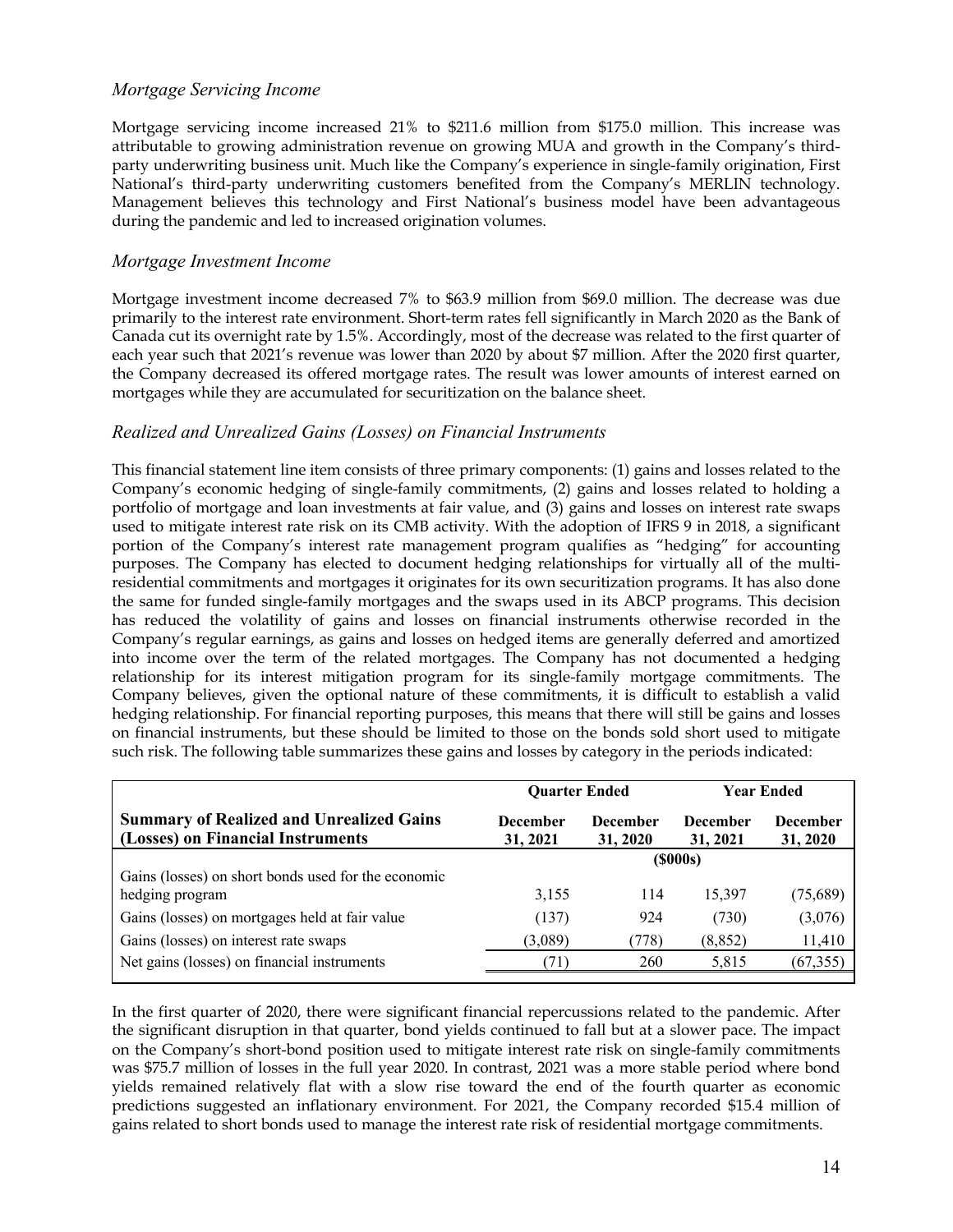### *Mortgage Servicing Income*

Mortgage servicing income increased 21% to $211.6 million from $175.0 million. This increase was attributable to growing administration revenue on growing MUA and growth in the Company's third-party underwriting business unit. Much like the Company's experience in single-family origination, First National's third-party underwriting customers benefited from the Company's MERLIN technology. Management believes this technology and First National's business model have been advantageous during the pandemic and led to increased origination volumes.

### *Mortgage Investment Income*

Mortgage investment income decreased 7% to $63.9 million from $69.0 million. The decrease was due primarily to the interest rate environment. Short-term rates fell significantly in March 2020 as the Bank of Canada cut its overnight rate by 1.5%. Accordingly, most of the decrease was related to the first quarter of each year such that 2021's revenue was lower than 2020 by about $7 million. After the 2020 first quarter, the Company decreased its offered mortgage rates. The result was lower amounts of interest earned on mortgages while they are accumulated for securitization on the balance sheet.

### *Realized and Unrealized Gains (Losses) on Financial Instruments*

This financial statement line item consists of three primary components: (1) gains and losses related to the Company's economic hedging of single-family commitments, (2) gains and losses related to holding a portfolio of mortgage and loan investments at fair value, and (3) gains and losses on interest rate swaps used to mitigate interest rate risk on its CMB activity. With the adoption of IFRS 9 in 2018, a significant portion of the Company's interest rate management program qualifies as "hedging" for accounting purposes. The Company has elected to document hedging relationships for virtually all of the multi-residential commitments and mortgages it originates for its own securitization programs. It has also done the same for funded single-family mortgages and the swaps used in its ABCP programs. This decision has reduced the volatility of gains and losses on financial instruments otherwise recorded in the Company's regular earnings, as gains and losses on hedged items are generally deferred and amortized into income over the term of the related mortgages. The Company has not documented a hedging relationship for its interest mitigation program for its single-family mortgage commitments. The Company believes, given the optional nature of these commitments, it is difficult to establish a valid hedging relationship. For financial reporting purposes, this means that there will still be gains and losses on financial instruments, but these should be limited to those on the bonds sold short used to mitigate such risk. The following table summarizes these gains and losses by category in the periods indicated:

| | Quarter Ended | | Year Ended | |
|---|---|---|---|---|
| **Summary of Realized and Unrealized Gains (Losses) on Financial Instruments** | **December 31, 2021** | **December 31, 2020** | **December 31, 2021** | **December 31, 2020** |
| | **($000s)** | | | |
| Gains (losses) on short bonds used for the economic hedging program | 3,155 | 114 | 15,397 | (75,689) |
| Gains (losses) on mortgages held at fair value | (137) | 924 | (730) | (3,076) |
| Gains (losses) on interest rate swaps | (3,089) | (778) | (8,852) | 11,410 |
| Net gains (losses) on financial instruments | (71) | 260 | 5,815 | (67,355) |

In the first quarter of 2020, there were significant financial repercussions related to the pandemic. After the significant disruption in that quarter, bond yields continued to fall but at a slower pace. The impact on the Company's short-bond position used to mitigate interest rate risk on single-family commitments was $75.7 million of losses in the full year 2020. In contrast, 2021 was a more stable period where bond yields remained relatively flat with a slow rise toward the end of the fourth quarter as economic predictions suggested an inflationary environment. For 2021, the Company recorded $15.4 million of gains related to short bonds used to manage the interest rate risk of residential mortgage commitments.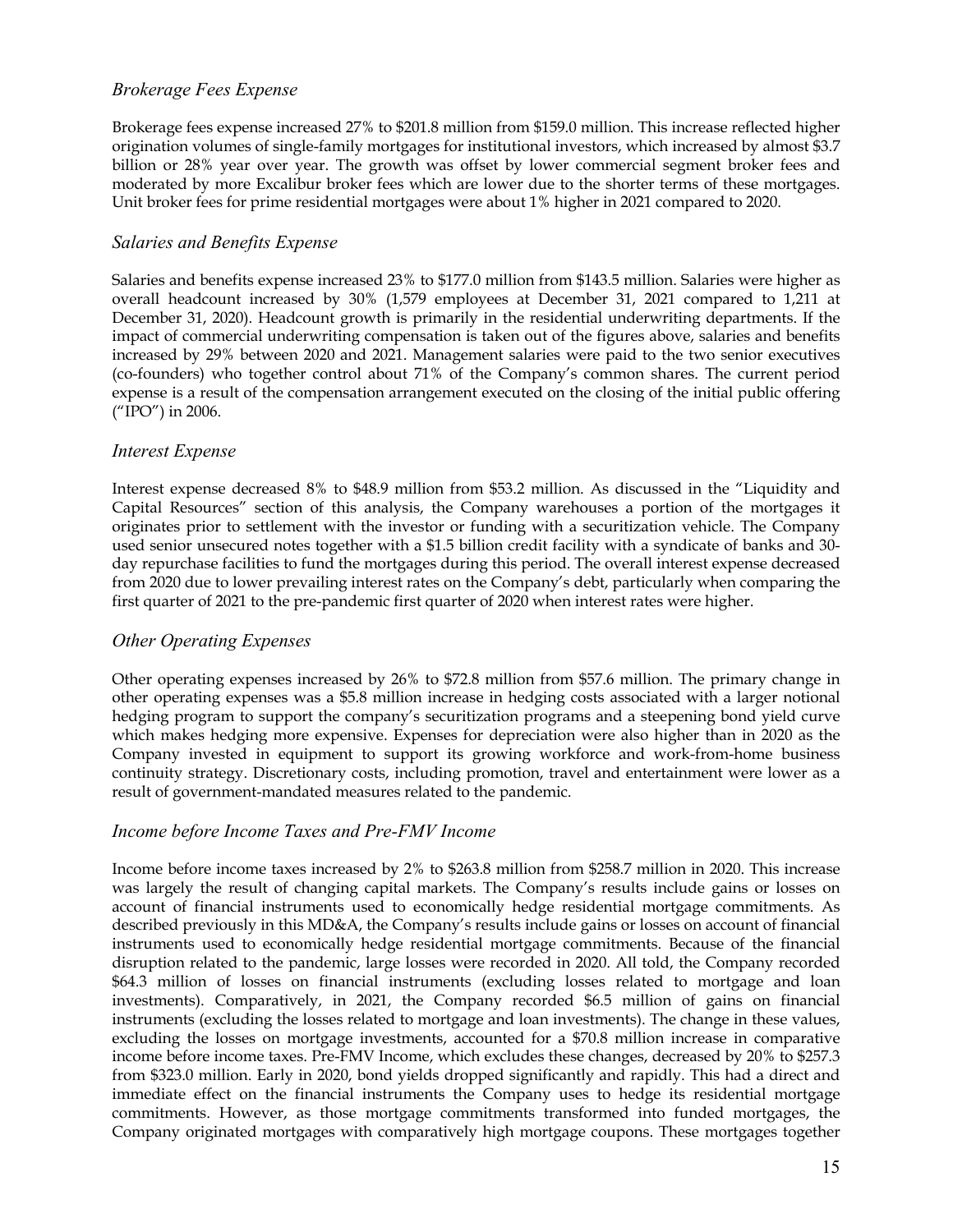### *Brokerage Fees Expense*

Brokerage fees expense increased 27% to $201.8 million from $159.0 million. This increase reflected higher origination volumes of single-family mortgages for institutional investors, which increased by almost $3.7 billion or 28% year over year. The growth was offset by lower commercial segment broker fees and moderated by more Excalibur broker fees which are lower due to the shorter terms of these mortgages. Unit broker fees for prime residential mortgages were about 1% higher in 2021 compared to 2020.

### *Salaries and Benefits Expense*

Salaries and benefits expense increased 23% to $177.0 million from $143.5 million. Salaries were higher as overall headcount increased by 30% (1,579 employees at December 31, 2021 compared to 1,211 at December 31, 2020). Headcount growth is primarily in the residential underwriting departments. If the impact of commercial underwriting compensation is taken out of the figures above, salaries and benefits increased by 29% between 2020 and 2021. Management salaries were paid to the two senior executives (co-founders) who together control about 71% of the Company's common shares. The current period expense is a result of the compensation arrangement executed on the closing of the initial public offering ("IPO") in 2006.

### *Interest Expense*

Interest expense decreased 8% to $48.9 million from $53.2 million. As discussed in the "Liquidity and Capital Resources" section of this analysis, the Company warehouses a portion of the mortgages it originates prior to settlement with the investor or funding with a securitization vehicle. The Company used senior unsecured notes together with a $1.5 billion credit facility with a syndicate of banks and 30-day repurchase facilities to fund the mortgages during this period. The overall interest expense decreased from 2020 due to lower prevailing interest rates on the Company's debt, particularly when comparing the first quarter of 2021 to the pre-pandemic first quarter of 2020 when interest rates were higher.

### *Other Operating Expenses*

Other operating expenses increased by 26% to $72.8 million from $57.6 million. The primary change in other operating expenses was a $5.8 million increase in hedging costs associated with a larger notional hedging program to support the company's securitization programs and a steepening bond yield curve which makes hedging more expensive. Expenses for depreciation were also higher than in 2020 as the Company invested in equipment to support its growing workforce and work-from-home business continuity strategy. Discretionary costs, including promotion, travel and entertainment were lower as a result of government-mandated measures related to the pandemic.

### *Income before Income Taxes and Pre-FMV Income*

Income before income taxes increased by 2% to $263.8 million from $258.7 million in 2020. This increase was largely the result of changing capital markets. The Company's results include gains or losses on account of financial instruments used to economically hedge residential mortgage commitments. As described previously in this MD&A, the Company's results include gains or losses on account of financial instruments used to economically hedge residential mortgage commitments. Because of the financial disruption related to the pandemic, large losses were recorded in 2020. All told, the Company recorded $64.3 million of losses on financial instruments (excluding losses related to mortgage and loan investments). Comparatively, in 2021, the Company recorded $6.5 million of gains on financial instruments (excluding the losses related to mortgage and loan investments). The change in these values, excluding the losses on mortgage investments, accounted for a $70.8 million increase in comparative income before income taxes. Pre-FMV Income, which excludes these changes, decreased by 20% to $257.3 from $323.0 million. Early in 2020, bond yields dropped significantly and rapidly. This had a direct and immediate effect on the financial instruments the Company uses to hedge its residential mortgage commitments. However, as those mortgage commitments transformed into funded mortgages, the Company originated mortgages with comparatively high mortgage coupons. These mortgages together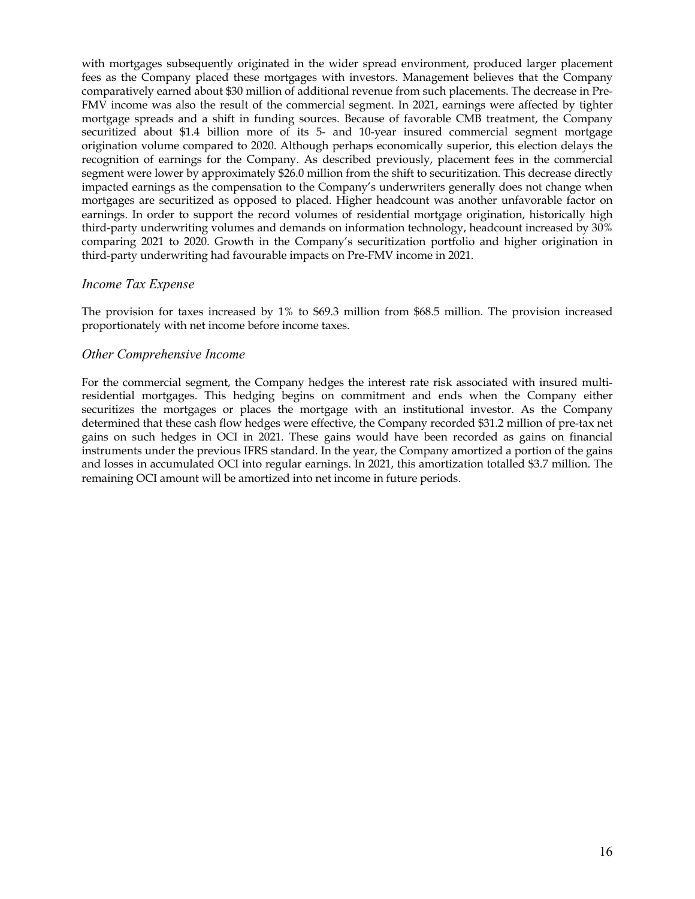with mortgages subsequently originated in the wider spread environment, produced larger placement fees as the Company placed these mortgages with investors. Management believes that the Company comparatively earned about $30 million of additional revenue from such placements. The decrease in Pre-FMV income was also the result of the commercial segment. In 2021, earnings were affected by tighter mortgage spreads and a shift in funding sources. Because of favorable CMB treatment, the Company securitized about $1.4 billion more of its 5- and 10-year insured commercial segment mortgage origination volume compared to 2020. Although perhaps economically superior, this election delays the recognition of earnings for the Company. As described previously, placement fees in the commercial segment were lower by approximately $26.0 million from the shift to securitization. This decrease directly impacted earnings as the compensation to the Company's underwriters generally does not change when mortgages are securitized as opposed to placed. Higher headcount was another unfavorable factor on earnings. In order to support the record volumes of residential mortgage origination, historically high third-party underwriting volumes and demands on information technology, headcount increased by 30% comparing 2021 to 2020. Growth in the Company's securitization portfolio and higher origination in third-party underwriting had favourable impacts on Pre-FMV income in 2021.

### *Income Tax Expense*

The provision for taxes increased by 1% to $69.3 million from $68.5 million. The provision increased proportionately with net income before income taxes.

### *Other Comprehensive Income*

For the commercial segment, the Company hedges the interest rate risk associated with insured multi-residential mortgages. This hedging begins on commitment and ends when the Company either securitizes the mortgages or places the mortgage with an institutional investor. As the Company determined that these cash flow hedges were effective, the Company recorded $31.2 million of pre-tax net gains on such hedges in OCI in 2021. These gains would have been recorded as gains on financial instruments under the previous IFRS standard. In the year, the Company amortized a portion of the gains and losses in accumulated OCI into regular earnings. In 2021, this amortization totalled $3.7 million. The remaining OCI amount will be amortized into net income in future periods.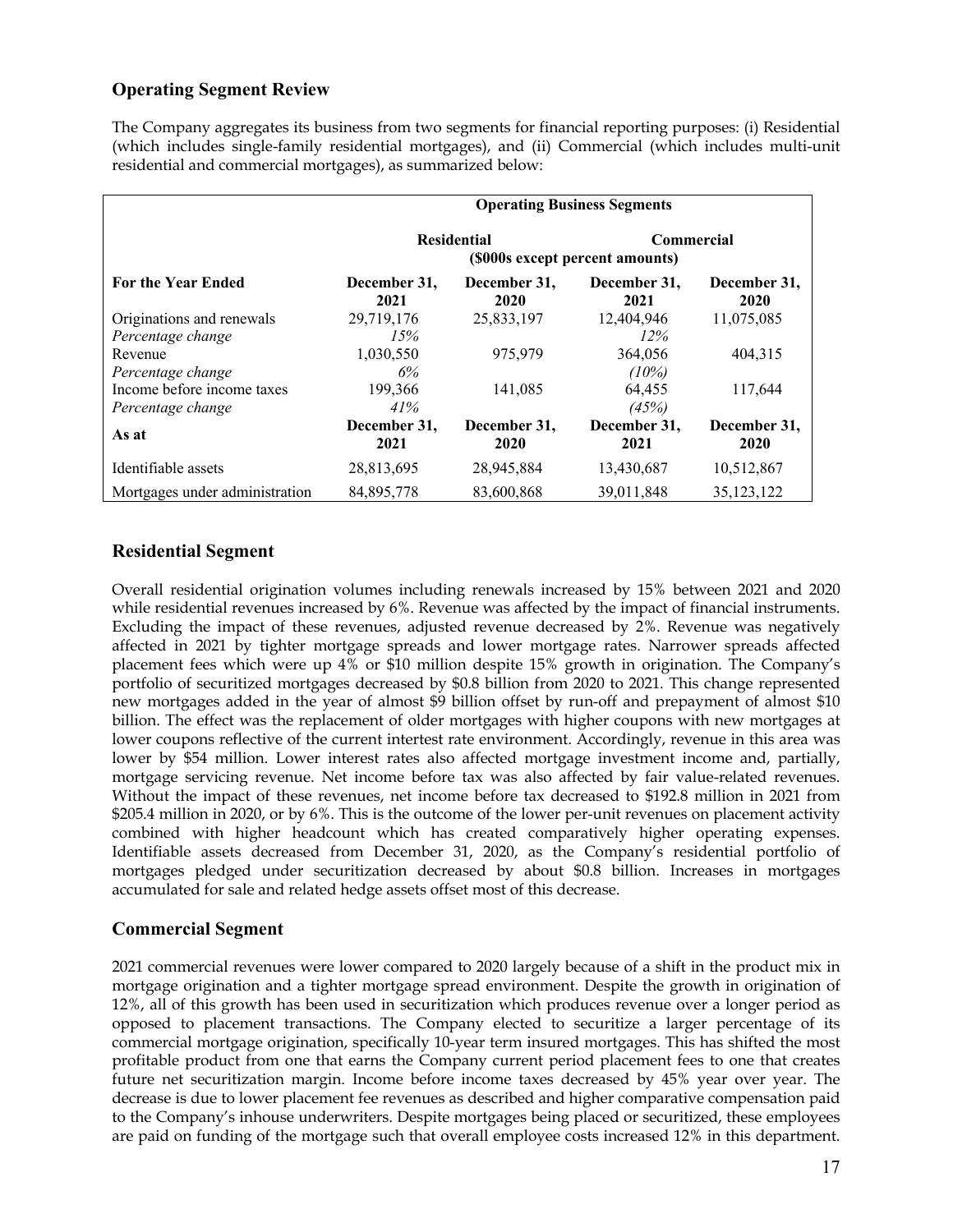## Operating Segment Review

The Company aggregates its business from two segments for financial reporting purposes: (i) Residential (which includes single-family residential mortgages), and (ii) Commercial (which includes multi-unit residential and commercial mortgages), as summarized below:

| | Operating Business Segments | | | |
|---|---|---|---|---|
| | Residential | | Commercial | |
| | ($000s except percent amounts) | | | |
| **For the Year Ended** | **December 31, 2021** | **December 31, 2020** | **December 31, 2021** | **December 31, 2020** |
| Originations and renewals | 29,719,176 | 25,833,197 | 12,404,946 | 11,075,085 |
| *Percentage change* | *15%* | | *12%* | |
| Revenue | 1,030,550 | 975,979 | 364,056 | 404,315 |
| *Percentage change* | *6%* | | *(10%)* | |
| Income before income taxes | 199,366 | 141,085 | 64,455 | 117,644 |
| *Percentage change* | *41%* | | *(45%)* | |
| **As at** | **December 31, 2021** | **December 31, 2020** | **December 31, 2021** | **December 31, 2020** |
| Identifiable assets | 28,813,695 | 28,945,884 | 13,430,687 | 10,512,867 |
| Mortgages under administration | 84,895,778 | 83,600,868 | 39,011,848 | 35,123,122 |

## Residential Segment

Overall residential origination volumes including renewals increased by 15% between 2021 and 2020 while residential revenues increased by 6%. Revenue was affected by the impact of financial instruments. Excluding the impact of these revenues, adjusted revenue decreased by 2%. Revenue was negatively affected in 2021 by tighter mortgage spreads and lower mortgage rates. Narrower spreads affected placement fees which were up 4% or $10 million despite 15% growth in origination. The Company's portfolio of securitized mortgages decreased by $0.8 billion from 2020 to 2021. This change represented new mortgages added in the year of almost $9 billion offset by run-off and prepayment of almost $10 billion. The effect was the replacement of older mortgages with higher coupons with new mortgages at lower coupons reflective of the current intertest rate environment. Accordingly, revenue in this area was lower by $54 million. Lower interest rates also affected mortgage investment income and, partially, mortgage servicing revenue. Net income before tax was also affected by fair value-related revenues. Without the impact of these revenues, net income before tax decreased to $192.8 million in 2021 from $205.4 million in 2020, or by 6%. This is the outcome of the lower per-unit revenues on placement activity combined with higher headcount which has created comparatively higher operating expenses. Identifiable assets decreased from December 31, 2020, as the Company's residential portfolio of mortgages pledged under securitization decreased by about $0.8 billion. Increases in mortgages accumulated for sale and related hedge assets offset most of this decrease.

## Commercial Segment

2021 commercial revenues were lower compared to 2020 largely because of a shift in the product mix in mortgage origination and a tighter mortgage spread environment. Despite the growth in origination of 12%, all of this growth has been used in securitization which produces revenue over a longer period as opposed to placement transactions. The Company elected to securitize a larger percentage of its commercial mortgage origination, specifically 10-year term insured mortgages. This has shifted the most profitable product from one that earns the Company current period placement fees to one that creates future net securitization margin. Income before income taxes decreased by 45% year over year. The decrease is due to lower placement fee revenues as described and higher comparative compensation paid to the Company's inhouse underwriters. Despite mortgages being placed or securitized, these employees are paid on funding of the mortgage such that overall employee costs increased 12% in this department.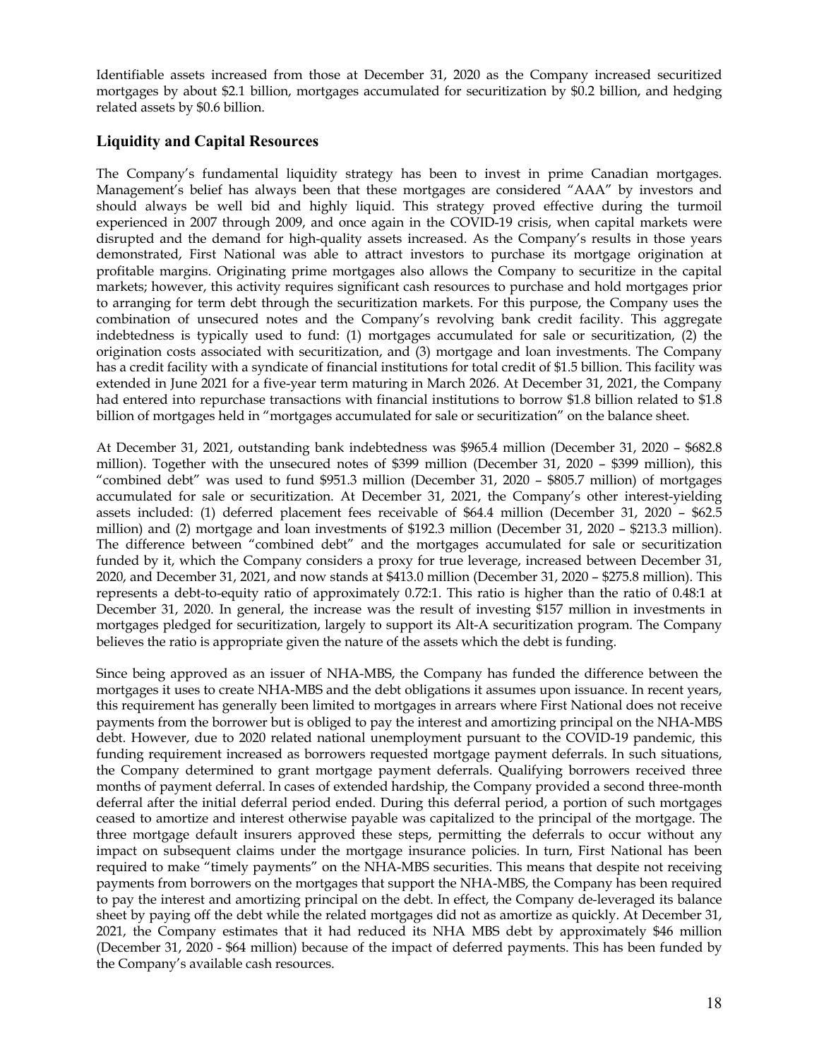Identifiable assets increased from those at December 31, 2020 as the Company increased securitized mortgages by about $2.1 billion, mortgages accumulated for securitization by $0.2 billion, and hedging related assets by $0.6 billion.

## Liquidity and Capital Resources

The Company's fundamental liquidity strategy has been to invest in prime Canadian mortgages. Management's belief has always been that these mortgages are considered "AAA" by investors and should always be well bid and highly liquid. This strategy proved effective during the turmoil experienced in 2007 through 2009, and once again in the COVID-19 crisis, when capital markets were disrupted and the demand for high-quality assets increased. As the Company's results in those years demonstrated, First National was able to attract investors to purchase its mortgage origination at profitable margins. Originating prime mortgages also allows the Company to securitize in the capital markets; however, this activity requires significant cash resources to purchase and hold mortgages prior to arranging for term debt through the securitization markets. For this purpose, the Company uses the combination of unsecured notes and the Company's revolving bank credit facility. This aggregate indebtedness is typically used to fund: (1) mortgages accumulated for sale or securitization, (2) the origination costs associated with securitization, and (3) mortgage and loan investments. The Company has a credit facility with a syndicate of financial institutions for total credit of $1.5 billion. This facility was extended in June 2021 for a five-year term maturing in March 2026. At December 31, 2021, the Company had entered into repurchase transactions with financial institutions to borrow $1.8 billion related to $1.8 billion of mortgages held in "mortgages accumulated for sale or securitization" on the balance sheet.

At December 31, 2021, outstanding bank indebtedness was $965.4 million (December 31, 2020 – $682.8 million). Together with the unsecured notes of $399 million (December 31, 2020 – $399 million), this "combined debt" was used to fund $951.3 million (December 31, 2020 – $805.7 million) of mortgages accumulated for sale or securitization. At December 31, 2021, the Company's other interest-yielding assets included: (1) deferred placement fees receivable of $64.4 million (December 31, 2020 – $62.5 million) and (2) mortgage and loan investments of $192.3 million (December 31, 2020 – $213.3 million). The difference between "combined debt" and the mortgages accumulated for sale or securitization funded by it, which the Company considers a proxy for true leverage, increased between December 31, 2020, and December 31, 2021, and now stands at $413.0 million (December 31, 2020 – $275.8 million). This represents a debt-to-equity ratio of approximately 0.72:1. This ratio is higher than the ratio of 0.48:1 at December 31, 2020. In general, the increase was the result of investing $157 million in investments in mortgages pledged for securitization, largely to support its Alt-A securitization program. The Company believes the ratio is appropriate given the nature of the assets which the debt is funding.

Since being approved as an issuer of NHA-MBS, the Company has funded the difference between the mortgages it uses to create NHA-MBS and the debt obligations it assumes upon issuance. In recent years, this requirement has generally been limited to mortgages in arrears where First National does not receive payments from the borrower but is obliged to pay the interest and amortizing principal on the NHA-MBS debt. However, due to 2020 related national unemployment pursuant to the COVID-19 pandemic, this funding requirement increased as borrowers requested mortgage payment deferrals. In such situations, the Company determined to grant mortgage payment deferrals. Qualifying borrowers received three months of payment deferral. In cases of extended hardship, the Company provided a second three-month deferral after the initial deferral period ended. During this deferral period, a portion of such mortgages ceased to amortize and interest otherwise payable was capitalized to the principal of the mortgage. The three mortgage default insurers approved these steps, permitting the deferrals to occur without any impact on subsequent claims under the mortgage insurance policies. In turn, First National has been required to make "timely payments" on the NHA-MBS securities. This means that despite not receiving payments from borrowers on the mortgages that support the NHA-MBS, the Company has been required to pay the interest and amortizing principal on the debt. In effect, the Company de-leveraged its balance sheet by paying off the debt while the related mortgages did not as amortize as quickly. At December 31, 2021, the Company estimates that it had reduced its NHA MBS debt by approximately $46 million (December 31, 2020 - $64 million) because of the impact of deferred payments. This has been funded by the Company's available cash resources.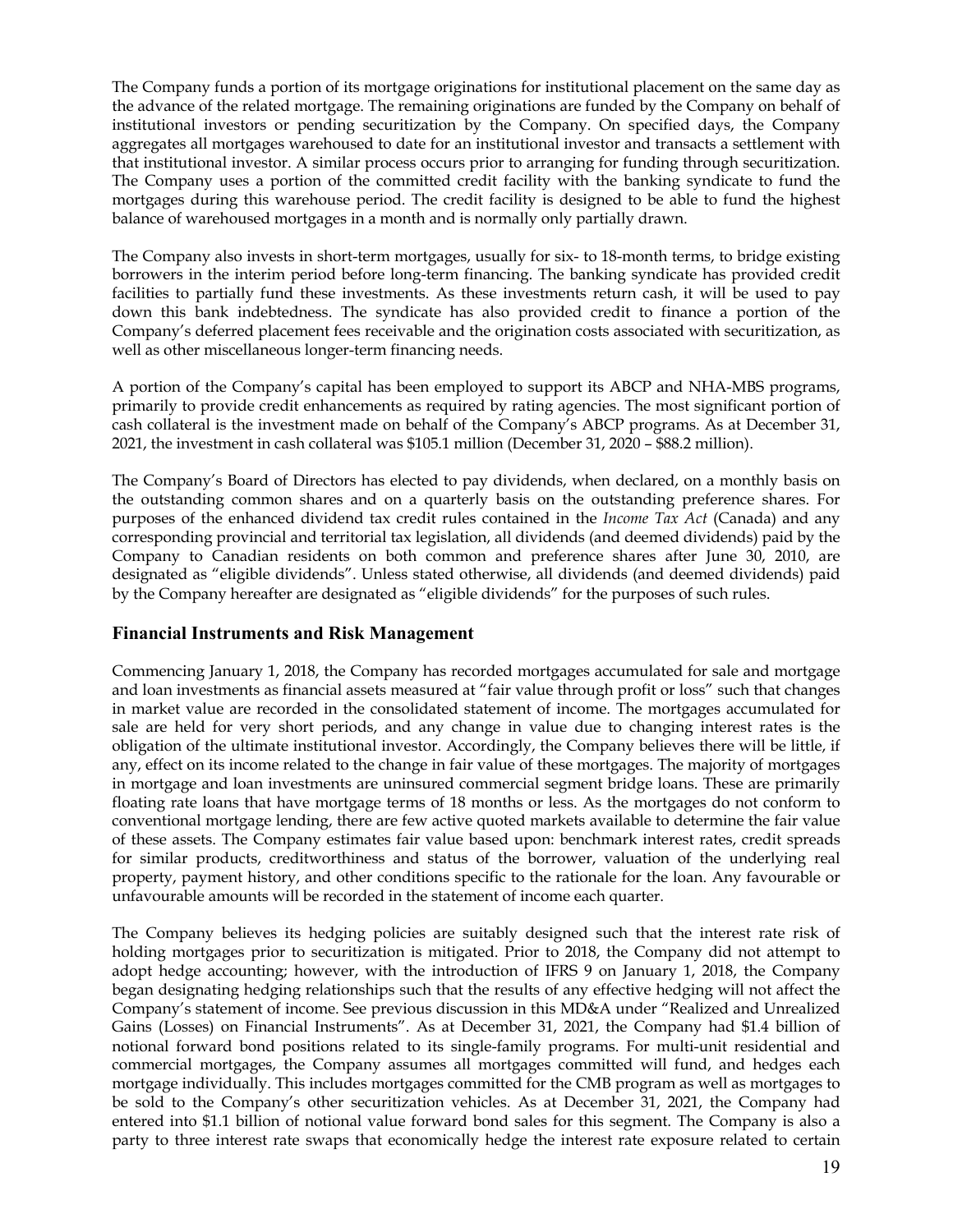The Company funds a portion of its mortgage originations for institutional placement on the same day as the advance of the related mortgage. The remaining originations are funded by the Company on behalf of institutional investors or pending securitization by the Company. On specified days, the Company aggregates all mortgages warehoused to date for an institutional investor and transacts a settlement with that institutional investor. A similar process occurs prior to arranging for funding through securitization. The Company uses a portion of the committed credit facility with the banking syndicate to fund the mortgages during this warehouse period. The credit facility is designed to be able to fund the highest balance of warehoused mortgages in a month and is normally only partially drawn.

The Company also invests in short-term mortgages, usually for six- to 18-month terms, to bridge existing borrowers in the interim period before long-term financing. The banking syndicate has provided credit facilities to partially fund these investments. As these investments return cash, it will be used to pay down this bank indebtedness. The syndicate has also provided credit to finance a portion of the Company's deferred placement fees receivable and the origination costs associated with securitization, as well as other miscellaneous longer-term financing needs.

A portion of the Company's capital has been employed to support its ABCP and NHA-MBS programs, primarily to provide credit enhancements as required by rating agencies. The most significant portion of cash collateral is the investment made on behalf of the Company's ABCP programs. As at December 31, 2021, the investment in cash collateral was $105.1 million (December 31, 2020 – $88.2 million).

The Company's Board of Directors has elected to pay dividends, when declared, on a monthly basis on the outstanding common shares and on a quarterly basis on the outstanding preference shares. For purposes of the enhanced dividend tax credit rules contained in the *Income Tax Act* (Canada) and any corresponding provincial and territorial tax legislation, all dividends (and deemed dividends) paid by the Company to Canadian residents on both common and preference shares after June 30, 2010, are designated as "eligible dividends". Unless stated otherwise, all dividends (and deemed dividends) paid by the Company hereafter are designated as "eligible dividends" for the purposes of such rules.

## Financial Instruments and Risk Management

Commencing January 1, 2018, the Company has recorded mortgages accumulated for sale and mortgage and loan investments as financial assets measured at "fair value through profit or loss" such that changes in market value are recorded in the consolidated statement of income. The mortgages accumulated for sale are held for very short periods, and any change in value due to changing interest rates is the obligation of the ultimate institutional investor. Accordingly, the Company believes there will be little, if any, effect on its income related to the change in fair value of these mortgages. The majority of mortgages in mortgage and loan investments are uninsured commercial segment bridge loans. These are primarily floating rate loans that have mortgage terms of 18 months or less. As the mortgages do not conform to conventional mortgage lending, there are few active quoted markets available to determine the fair value of these assets. The Company estimates fair value based upon: benchmark interest rates, credit spreads for similar products, creditworthiness and status of the borrower, valuation of the underlying real property, payment history, and other conditions specific to the rationale for the loan. Any favourable or unfavourable amounts will be recorded in the statement of income each quarter.

The Company believes its hedging policies are suitably designed such that the interest rate risk of holding mortgages prior to securitization is mitigated. Prior to 2018, the Company did not attempt to adopt hedge accounting; however, with the introduction of IFRS 9 on January 1, 2018, the Company began designating hedging relationships such that the results of any effective hedging will not affect the Company's statement of income. See previous discussion in this MD&A under "Realized and Unrealized Gains (Losses) on Financial Instruments". As at December 31, 2021, the Company had $1.4 billion of notional forward bond positions related to its single-family programs. For multi-unit residential and commercial mortgages, the Company assumes all mortgages committed will fund, and hedges each mortgage individually. This includes mortgages committed for the CMB program as well as mortgages to be sold to the Company's other securitization vehicles. As at December 31, 2021, the Company had entered into $1.1 billion of notional value forward bond sales for this segment. The Company is also a party to three interest rate swaps that economically hedge the interest rate exposure related to certain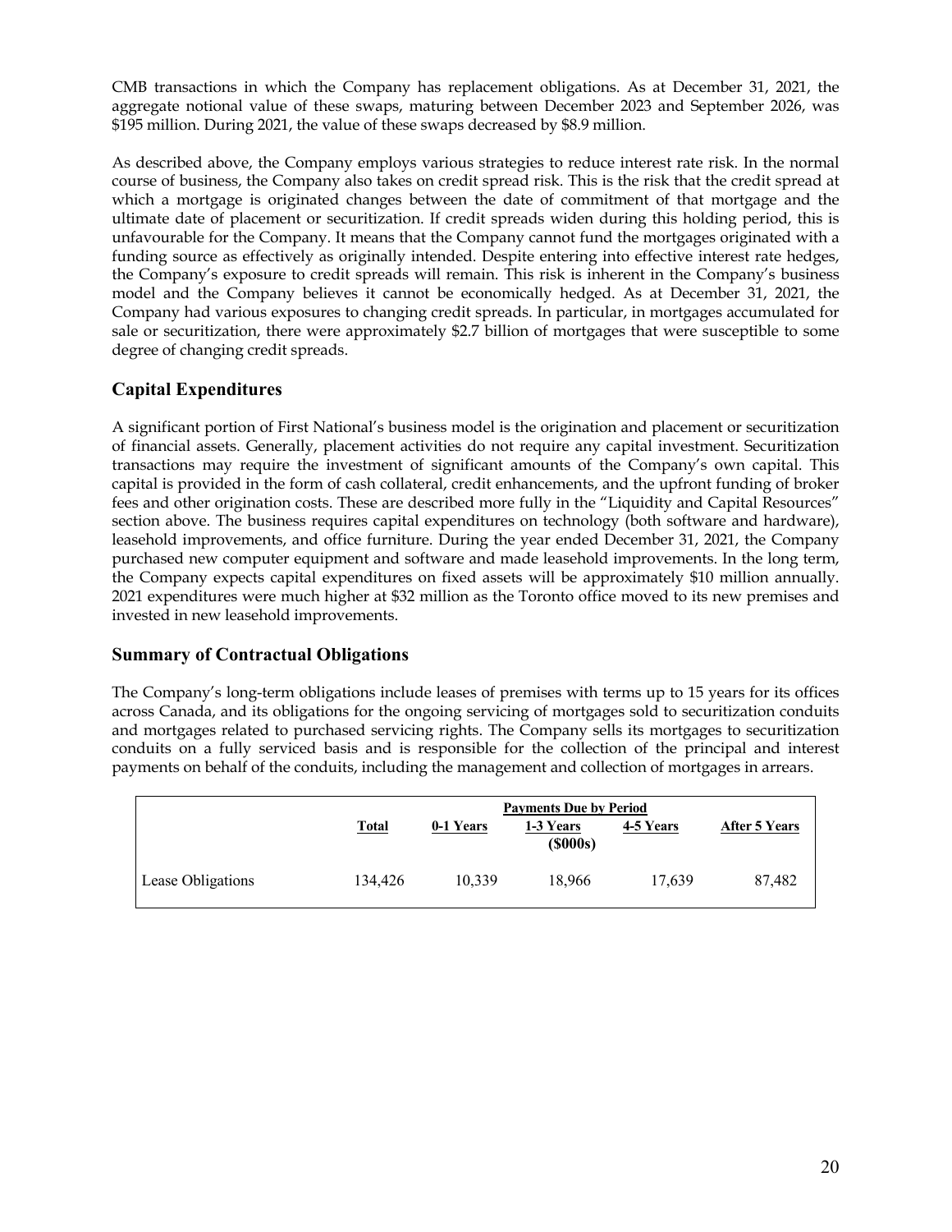CMB transactions in which the Company has replacement obligations. As at December 31, 2021, the aggregate notional value of these swaps, maturing between December 2023 and September 2026, was $195 million. During 2021, the value of these swaps decreased by $8.9 million.

As described above, the Company employs various strategies to reduce interest rate risk. In the normal course of business, the Company also takes on credit spread risk. This is the risk that the credit spread at which a mortgage is originated changes between the date of commitment of that mortgage and the ultimate date of placement or securitization. If credit spreads widen during this holding period, this is unfavourable for the Company. It means that the Company cannot fund the mortgages originated with a funding source as effectively as originally intended. Despite entering into effective interest rate hedges, the Company's exposure to credit spreads will remain. This risk is inherent in the Company's business model and the Company believes it cannot be economically hedged. As at December 31, 2021, the Company had various exposures to changing credit spreads. In particular, in mortgages accumulated for sale or securitization, there were approximately $2.7 billion of mortgages that were susceptible to some degree of changing credit spreads.

## Capital Expenditures

A significant portion of First National's business model is the origination and placement or securitization of financial assets. Generally, placement activities do not require any capital investment. Securitization transactions may require the investment of significant amounts of the Company's own capital. This capital is provided in the form of cash collateral, credit enhancements, and the upfront funding of broker fees and other origination costs. These are described more fully in the "Liquidity and Capital Resources" section above. The business requires capital expenditures on technology (both software and hardware), leasehold improvements, and office furniture. During the year ended December 31, 2021, the Company purchased new computer equipment and software and made leasehold improvements. In the long term, the Company expects capital expenditures on fixed assets will be approximately $10 million annually. 2021 expenditures were much higher at $32 million as the Toronto office moved to its new premises and invested in new leasehold improvements.

## Summary of Contractual Obligations

The Company's long-term obligations include leases of premises with terms up to 15 years for its offices across Canada, and its obligations for the ongoing servicing of mortgages sold to securitization conduits and mortgages related to purchased servicing rights. The Company sells its mortgages to securitization conduits on a fully serviced basis and is responsible for the collection of the principal and interest payments on behalf of the conduits, including the management and collection of mortgages in arrears.

| | Payments Due by Period | | | | |
|---|---|---|---|---|---|
| | Total | 0-1 Years | 1-3 Years ($000s) | 4-5 Years | After 5 Years |
| Lease Obligations | 134,426 | 10,339 | 18,966 | 17,639 | 87,482 |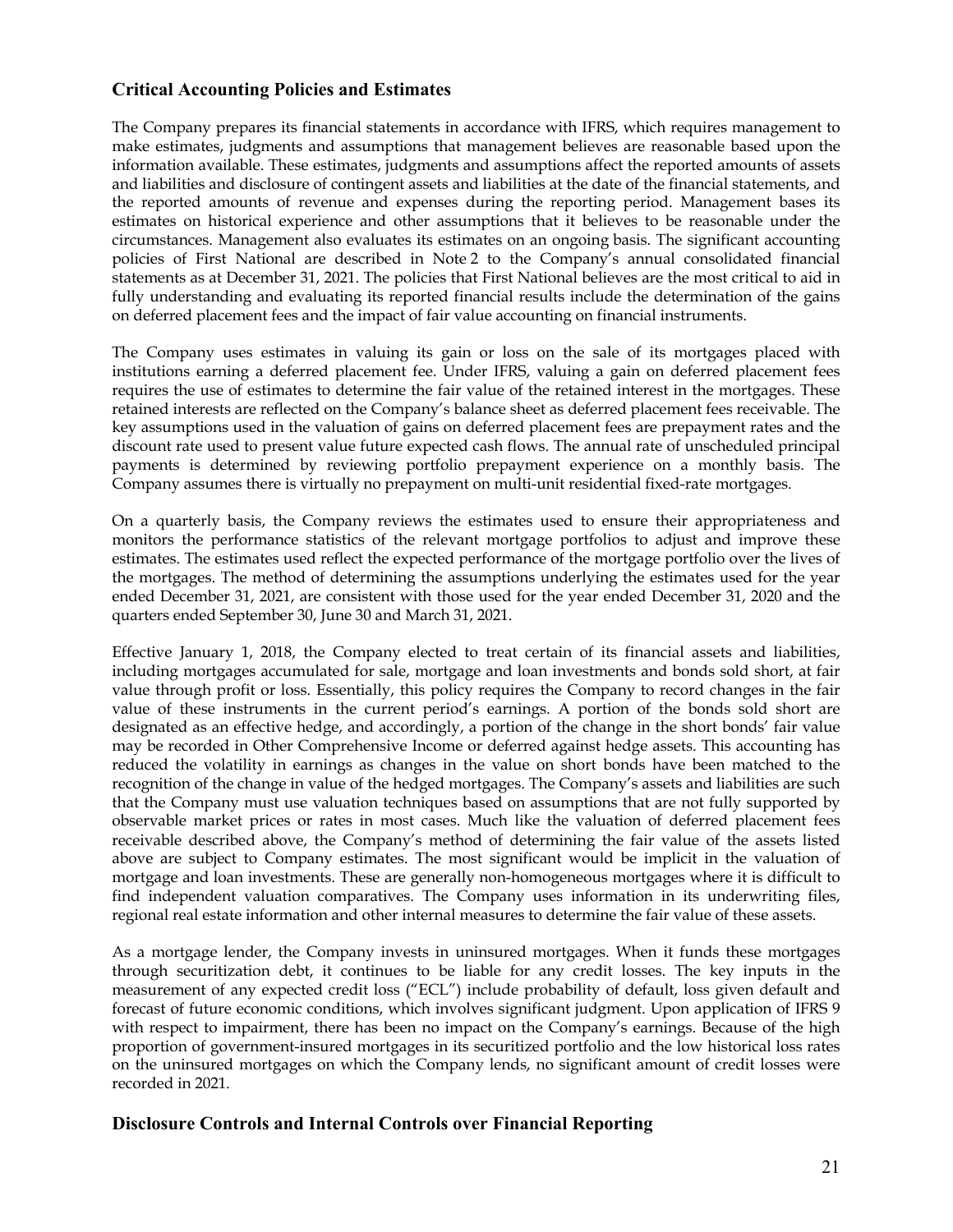## Critical Accounting Policies and Estimates

The Company prepares its financial statements in accordance with IFRS, which requires management to make estimates, judgments and assumptions that management believes are reasonable based upon the information available. These estimates, judgments and assumptions affect the reported amounts of assets and liabilities and disclosure of contingent assets and liabilities at the date of the financial statements, and the reported amounts of revenue and expenses during the reporting period. Management bases its estimates on historical experience and other assumptions that it believes to be reasonable under the circumstances. Management also evaluates its estimates on an ongoing basis. The significant accounting policies of First National are described in Note 2 to the Company's annual consolidated financial statements as at December 31, 2021. The policies that First National believes are the most critical to aid in fully understanding and evaluating its reported financial results include the determination of the gains on deferred placement fees and the impact of fair value accounting on financial instruments.

The Company uses estimates in valuing its gain or loss on the sale of its mortgages placed with institutions earning a deferred placement fee. Under IFRS, valuing a gain on deferred placement fees requires the use of estimates to determine the fair value of the retained interest in the mortgages. These retained interests are reflected on the Company's balance sheet as deferred placement fees receivable. The key assumptions used in the valuation of gains on deferred placement fees are prepayment rates and the discount rate used to present value future expected cash flows. The annual rate of unscheduled principal payments is determined by reviewing portfolio prepayment experience on a monthly basis. The Company assumes there is virtually no prepayment on multi-unit residential fixed-rate mortgages.

On a quarterly basis, the Company reviews the estimates used to ensure their appropriateness and monitors the performance statistics of the relevant mortgage portfolios to adjust and improve these estimates. The estimates used reflect the expected performance of the mortgage portfolio over the lives of the mortgages. The method of determining the assumptions underlying the estimates used for the year ended December 31, 2021, are consistent with those used for the year ended December 31, 2020 and the quarters ended September 30, June 30 and March 31, 2021.

Effective January 1, 2018, the Company elected to treat certain of its financial assets and liabilities, including mortgages accumulated for sale, mortgage and loan investments and bonds sold short, at fair value through profit or loss. Essentially, this policy requires the Company to record changes in the fair value of these instruments in the current period's earnings. A portion of the bonds sold short are designated as an effective hedge, and accordingly, a portion of the change in the short bonds' fair value may be recorded in Other Comprehensive Income or deferred against hedge assets. This accounting has reduced the volatility in earnings as changes in the value on short bonds have been matched to the recognition of the change in value of the hedged mortgages. The Company's assets and liabilities are such that the Company must use valuation techniques based on assumptions that are not fully supported by observable market prices or rates in most cases. Much like the valuation of deferred placement fees receivable described above, the Company's method of determining the fair value of the assets listed above are subject to Company estimates. The most significant would be implicit in the valuation of mortgage and loan investments. These are generally non-homogeneous mortgages where it is difficult to find independent valuation comparatives. The Company uses information in its underwriting files, regional real estate information and other internal measures to determine the fair value of these assets.

As a mortgage lender, the Company invests in uninsured mortgages. When it funds these mortgages through securitization debt, it continues to be liable for any credit losses. The key inputs in the measurement of any expected credit loss ("ECL") include probability of default, loss given default and forecast of future economic conditions, which involves significant judgment. Upon application of IFRS 9 with respect to impairment, there has been no impact on the Company's earnings. Because of the high proportion of government-insured mortgages in its securitized portfolio and the low historical loss rates on the uninsured mortgages on which the Company lends, no significant amount of credit losses were recorded in 2021.

## Disclosure Controls and Internal Controls over Financial Reporting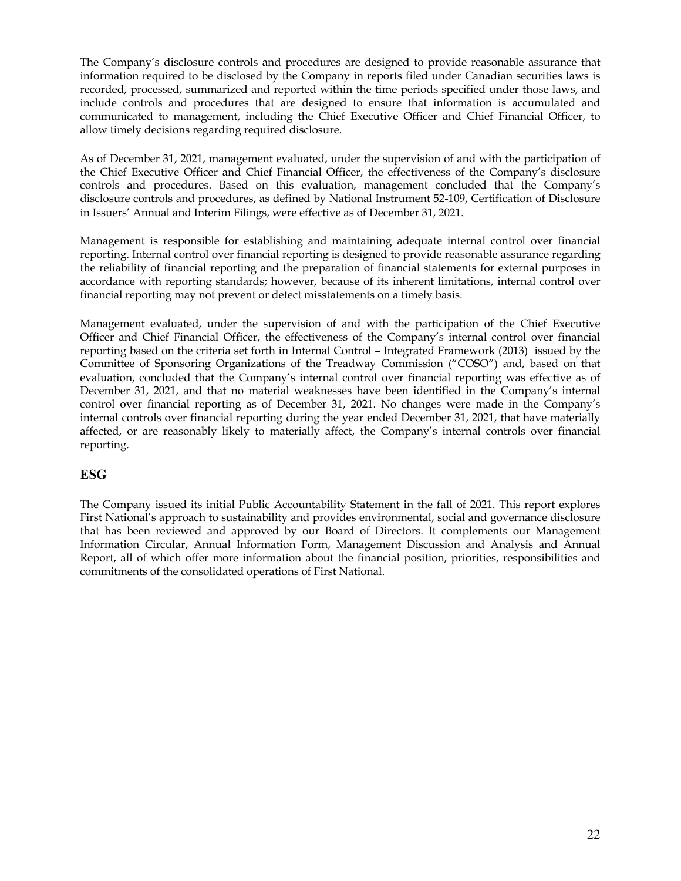The Company's disclosure controls and procedures are designed to provide reasonable assurance that information required to be disclosed by the Company in reports filed under Canadian securities laws is recorded, processed, summarized and reported within the time periods specified under those laws, and include controls and procedures that are designed to ensure that information is accumulated and communicated to management, including the Chief Executive Officer and Chief Financial Officer, to allow timely decisions regarding required disclosure.

As of December 31, 2021, management evaluated, under the supervision of and with the participation of the Chief Executive Officer and Chief Financial Officer, the effectiveness of the Company's disclosure controls and procedures. Based on this evaluation, management concluded that the Company's disclosure controls and procedures, as defined by National Instrument 52-109, Certification of Disclosure in Issuers' Annual and Interim Filings, were effective as of December 31, 2021.

Management is responsible for establishing and maintaining adequate internal control over financial reporting. Internal control over financial reporting is designed to provide reasonable assurance regarding the reliability of financial reporting and the preparation of financial statements for external purposes in accordance with reporting standards; however, because of its inherent limitations, internal control over financial reporting may not prevent or detect misstatements on a timely basis.

Management evaluated, under the supervision of and with the participation of the Chief Executive Officer and Chief Financial Officer, the effectiveness of the Company's internal control over financial reporting based on the criteria set forth in Internal Control – Integrated Framework (2013) issued by the Committee of Sponsoring Organizations of the Treadway Commission ("COSO") and, based on that evaluation, concluded that the Company's internal control over financial reporting was effective as of December 31, 2021, and that no material weaknesses have been identified in the Company's internal control over financial reporting as of December 31, 2021. No changes were made in the Company's internal controls over financial reporting during the year ended December 31, 2021, that have materially affected, or are reasonably likely to materially affect, the Company's internal controls over financial reporting.

## ESG

The Company issued its initial Public Accountability Statement in the fall of 2021. This report explores First National's approach to sustainability and provides environmental, social and governance disclosure that has been reviewed and approved by our Board of Directors. It complements our Management Information Circular, Annual Information Form, Management Discussion and Analysis and Annual Report, all of which offer more information about the financial position, priorities, responsibilities and commitments of the consolidated operations of First National.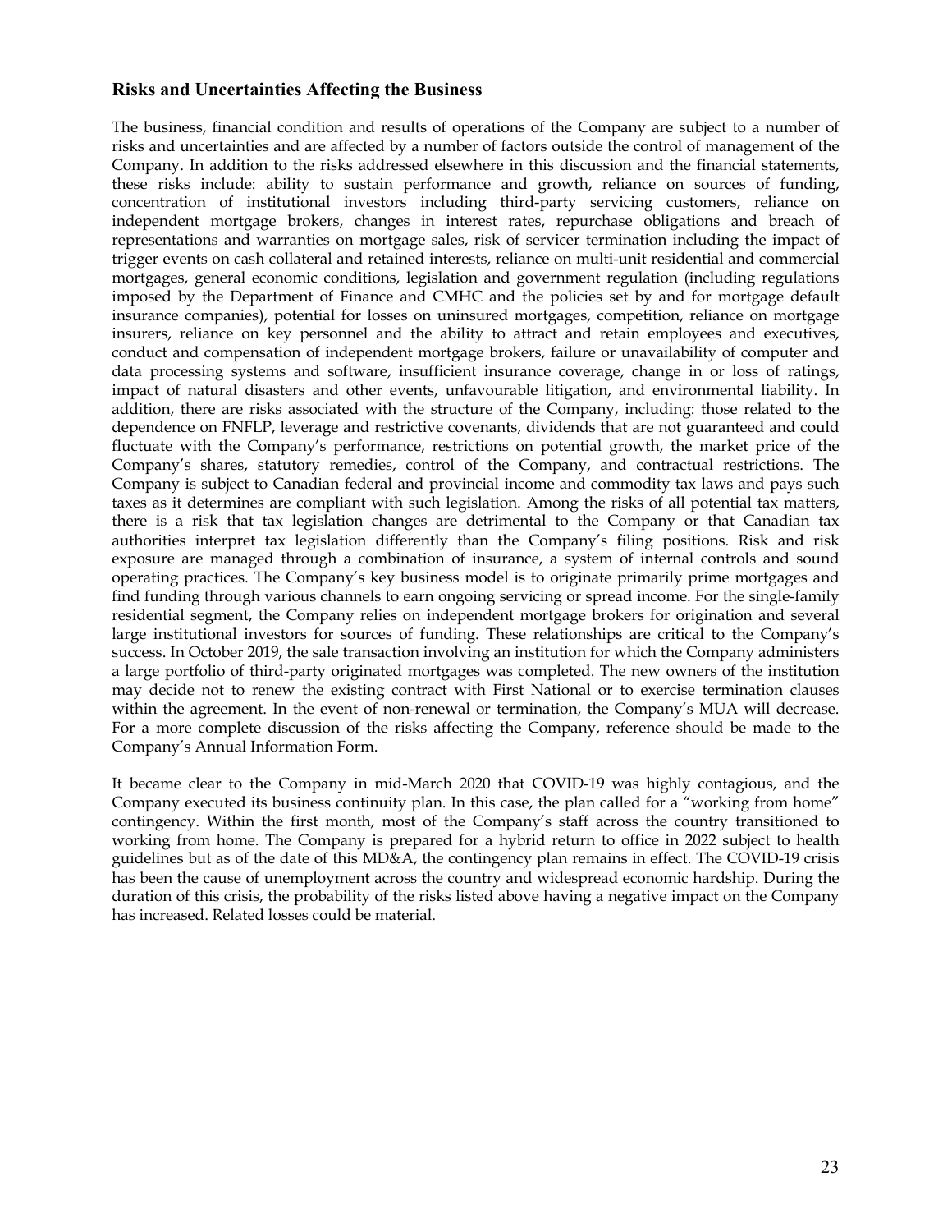## Risks and Uncertainties Affecting the Business

The business, financial condition and results of operations of the Company are subject to a number of risks and uncertainties and are affected by a number of factors outside the control of management of the Company. In addition to the risks addressed elsewhere in this discussion and the financial statements, these risks include: ability to sustain performance and growth, reliance on sources of funding, concentration of institutional investors including third-party servicing customers, reliance on independent mortgage brokers, changes in interest rates, repurchase obligations and breach of representations and warranties on mortgage sales, risk of servicer termination including the impact of trigger events on cash collateral and retained interests, reliance on multi-unit residential and commercial mortgages, general economic conditions, legislation and government regulation (including regulations imposed by the Department of Finance and CMHC and the policies set by and for mortgage default insurance companies), potential for losses on uninsured mortgages, competition, reliance on mortgage insurers, reliance on key personnel and the ability to attract and retain employees and executives, conduct and compensation of independent mortgage brokers, failure or unavailability of computer and data processing systems and software, insufficient insurance coverage, change in or loss of ratings, impact of natural disasters and other events, unfavourable litigation, and environmental liability. In addition, there are risks associated with the structure of the Company, including: those related to the dependence on FNFLP, leverage and restrictive covenants, dividends that are not guaranteed and could fluctuate with the Company's performance, restrictions on potential growth, the market price of the Company's shares, statutory remedies, control of the Company, and contractual restrictions. The Company is subject to Canadian federal and provincial income and commodity tax laws and pays such taxes as it determines are compliant with such legislation. Among the risks of all potential tax matters, there is a risk that tax legislation changes are detrimental to the Company or that Canadian tax authorities interpret tax legislation differently than the Company's filing positions. Risk and risk exposure are managed through a combination of insurance, a system of internal controls and sound operating practices. The Company's key business model is to originate primarily prime mortgages and find funding through various channels to earn ongoing servicing or spread income. For the single-family residential segment, the Company relies on independent mortgage brokers for origination and several large institutional investors for sources of funding. These relationships are critical to the Company's success. In October 2019, the sale transaction involving an institution for which the Company administers a large portfolio of third-party originated mortgages was completed. The new owners of the institution may decide not to renew the existing contract with First National or to exercise termination clauses within the agreement. In the event of non-renewal or termination, the Company's MUA will decrease. For a more complete discussion of the risks affecting the Company, reference should be made to the Company's Annual Information Form.

It became clear to the Company in mid-March 2020 that COVID-19 was highly contagious, and the Company executed its business continuity plan. In this case, the plan called for a "working from home" contingency. Within the first month, most of the Company's staff across the country transitioned to working from home. The Company is prepared for a hybrid return to office in 2022 subject to health guidelines but as of the date of this MD&A, the contingency plan remains in effect. The COVID-19 crisis has been the cause of unemployment across the country and widespread economic hardship. During the duration of this crisis, the probability of the risks listed above having a negative impact on the Company has increased. Related losses could be material.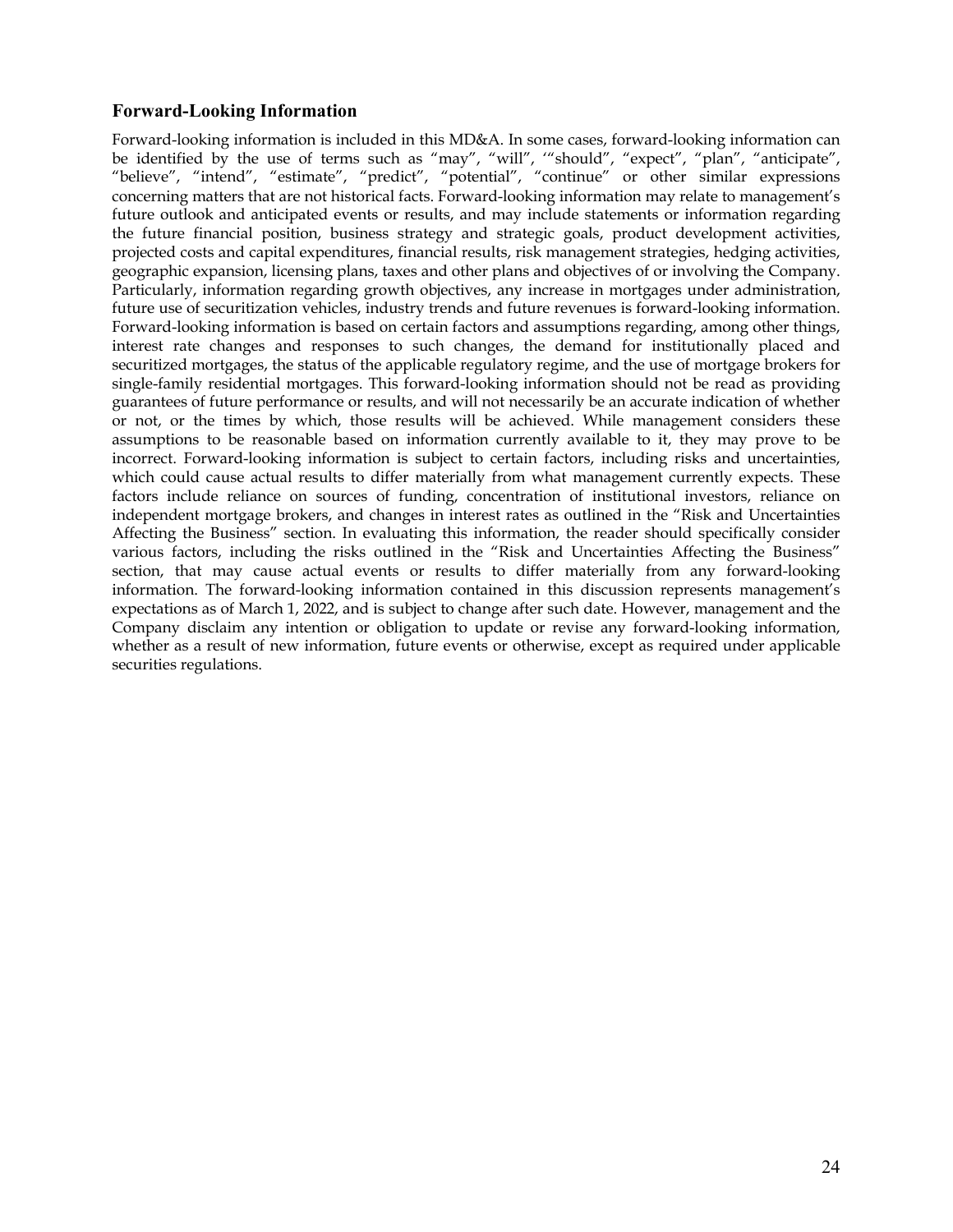## Forward-Looking Information

Forward-looking information is included in this MD&A. In some cases, forward-looking information can be identified by the use of terms such as "may", "will", '"should", "expect", "plan", "anticipate", "believe", "intend", "estimate", "predict", "potential", "continue" or other similar expressions concerning matters that are not historical facts. Forward-looking information may relate to management's future outlook and anticipated events or results, and may include statements or information regarding the future financial position, business strategy and strategic goals, product development activities, projected costs and capital expenditures, financial results, risk management strategies, hedging activities, geographic expansion, licensing plans, taxes and other plans and objectives of or involving the Company. Particularly, information regarding growth objectives, any increase in mortgages under administration, future use of securitization vehicles, industry trends and future revenues is forward-looking information. Forward-looking information is based on certain factors and assumptions regarding, among other things, interest rate changes and responses to such changes, the demand for institutionally placed and securitized mortgages, the status of the applicable regulatory regime, and the use of mortgage brokers for single-family residential mortgages. This forward-looking information should not be read as providing guarantees of future performance or results, and will not necessarily be an accurate indication of whether or not, or the times by which, those results will be achieved. While management considers these assumptions to be reasonable based on information currently available to it, they may prove to be incorrect. Forward-looking information is subject to certain factors, including risks and uncertainties, which could cause actual results to differ materially from what management currently expects. These factors include reliance on sources of funding, concentration of institutional investors, reliance on independent mortgage brokers, and changes in interest rates as outlined in the "Risk and Uncertainties Affecting the Business" section. In evaluating this information, the reader should specifically consider various factors, including the risks outlined in the "Risk and Uncertainties Affecting the Business" section, that may cause actual events or results to differ materially from any forward-looking information. The forward-looking information contained in this discussion represents management's expectations as of March 1, 2022, and is subject to change after such date. However, management and the Company disclaim any intention or obligation to update or revise any forward-looking information, whether as a result of new information, future events or otherwise, except as required under applicable securities regulations.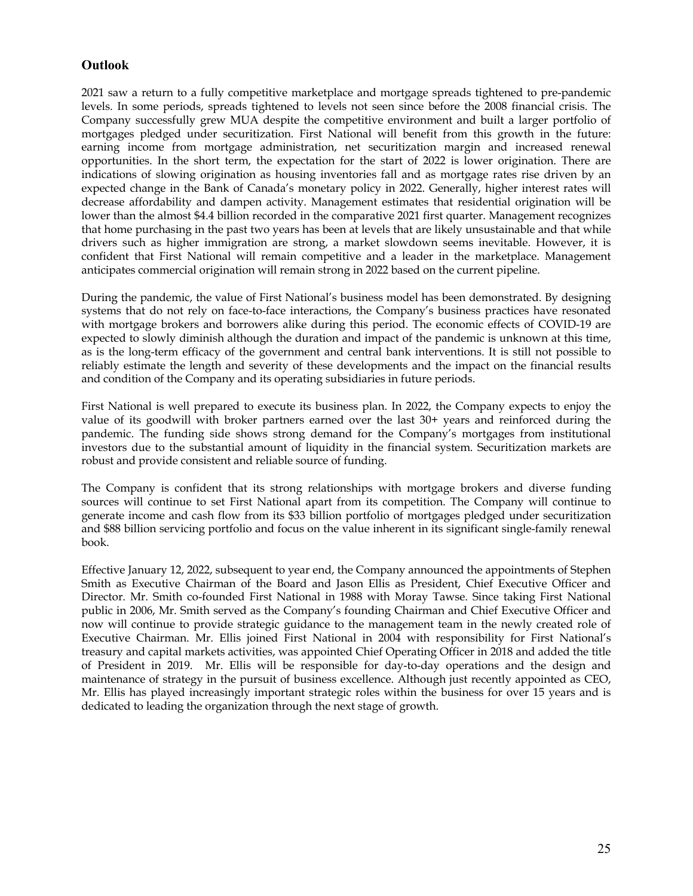## Outlook

2021 saw a return to a fully competitive marketplace and mortgage spreads tightened to pre-pandemic levels. In some periods, spreads tightened to levels not seen since before the 2008 financial crisis. The Company successfully grew MUA despite the competitive environment and built a larger portfolio of mortgages pledged under securitization. First National will benefit from this growth in the future: earning income from mortgage administration, net securitization margin and increased renewal opportunities. In the short term, the expectation for the start of 2022 is lower origination. There are indications of slowing origination as housing inventories fall and as mortgage rates rise driven by an expected change in the Bank of Canada's monetary policy in 2022. Generally, higher interest rates will decrease affordability and dampen activity. Management estimates that residential origination will be lower than the almost $4.4 billion recorded in the comparative 2021 first quarter. Management recognizes that home purchasing in the past two years has been at levels that are likely unsustainable and that while drivers such as higher immigration are strong, a market slowdown seems inevitable. However, it is confident that First National will remain competitive and a leader in the marketplace. Management anticipates commercial origination will remain strong in 2022 based on the current pipeline.

During the pandemic, the value of First National's business model has been demonstrated. By designing systems that do not rely on face-to-face interactions, the Company's business practices have resonated with mortgage brokers and borrowers alike during this period. The economic effects of COVID-19 are expected to slowly diminish although the duration and impact of the pandemic is unknown at this time, as is the long-term efficacy of the government and central bank interventions. It is still not possible to reliably estimate the length and severity of these developments and the impact on the financial results and condition of the Company and its operating subsidiaries in future periods.

First National is well prepared to execute its business plan. In 2022, the Company expects to enjoy the value of its goodwill with broker partners earned over the last 30+ years and reinforced during the pandemic. The funding side shows strong demand for the Company's mortgages from institutional investors due to the substantial amount of liquidity in the financial system. Securitization markets are robust and provide consistent and reliable source of funding.

The Company is confident that its strong relationships with mortgage brokers and diverse funding sources will continue to set First National apart from its competition. The Company will continue to generate income and cash flow from its $33 billion portfolio of mortgages pledged under securitization and $88 billion servicing portfolio and focus on the value inherent in its significant single-family renewal book.

Effective January 12, 2022, subsequent to year end, the Company announced the appointments of Stephen Smith as Executive Chairman of the Board and Jason Ellis as President, Chief Executive Officer and Director. Mr. Smith co-founded First National in 1988 with Moray Tawse. Since taking First National public in 2006, Mr. Smith served as the Company's founding Chairman and Chief Executive Officer and now will continue to provide strategic guidance to the management team in the newly created role of Executive Chairman. Mr. Ellis joined First National in 2004 with responsibility for First National's treasury and capital markets activities, was appointed Chief Operating Officer in 2018 and added the title of President in 2019. Mr. Ellis will be responsible for day-to-day operations and the design and maintenance of strategy in the pursuit of business excellence. Although just recently appointed as CEO, Mr. Ellis has played increasingly important strategic roles within the business for over 15 years and is dedicated to leading the organization through the next stage of growth.